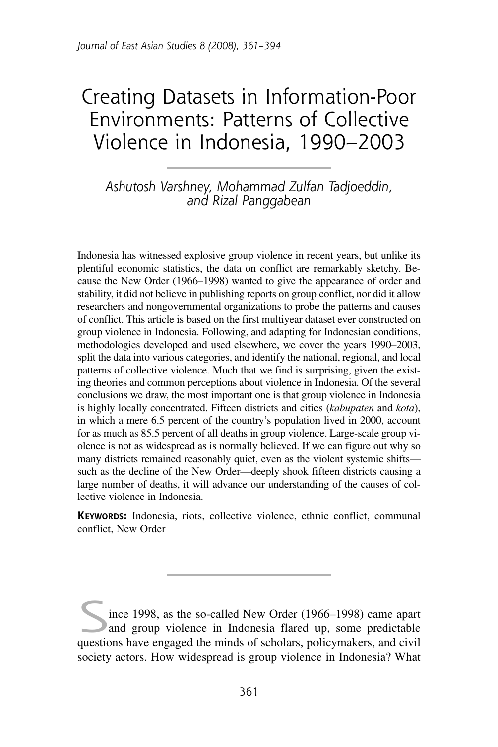# Creating Datasets in Information-Poor Environments: Patterns of Collective Violence in Indonesia, 1990–2003

*Ashutosh Varshney, Mohammad Zulfan Tadjoeddin, and Rizal Panggabean*

Indonesia has witnessed explosive group violence in recent years, but unlike its plentiful economic statistics, the data on conflict are remarkably sketchy. Because the New Order (1966–1998) wanted to give the appearance of order and stability, it did not believe in publishing reports on group conflict, nor did it allow researchers and nongovernmental organizations to probe the patterns and causes of conflict. This article is based on the first multiyear dataset ever constructed on group violence in Indonesia. Following, and adapting for Indonesian conditions, methodologies developed and used elsewhere, we cover the years 1990–2003, split the data into various categories, and identify the national, regional, and local patterns of collective violence. Much that we find is surprising, given the existing theories and common perceptions about violence in Indonesia. Of the several conclusions we draw, the most important one is that group violence in Indonesia is highly locally concentrated. Fifteen districts and cities (*kabupaten* and *kota*), in which a mere 6.5 percent of the country's population lived in 2000, account for as much as 85.5 percent of all deaths in group violence. Large-scale group violence is not as widespread as is normally believed. If we can figure out why so many districts remained reasonably quiet, even as the violent systemic shifts—such as the decline of the New Order—deeply shook fifteen districts causing a large number of deaths, it will advance our understanding of the causes of collective violence in Indonesia.

**KEYWORDS:** Indonesia, riots, collective violence, ethnic conflict, communal conflict, New Order

Since 1998, as the so-called New Order (1966–1998) came apart and group violence in Indonesia flared up, some predictable questions have engaged the minds of scholars, policymakers, and civil society actors. How widespread is group violence in Indonesia? What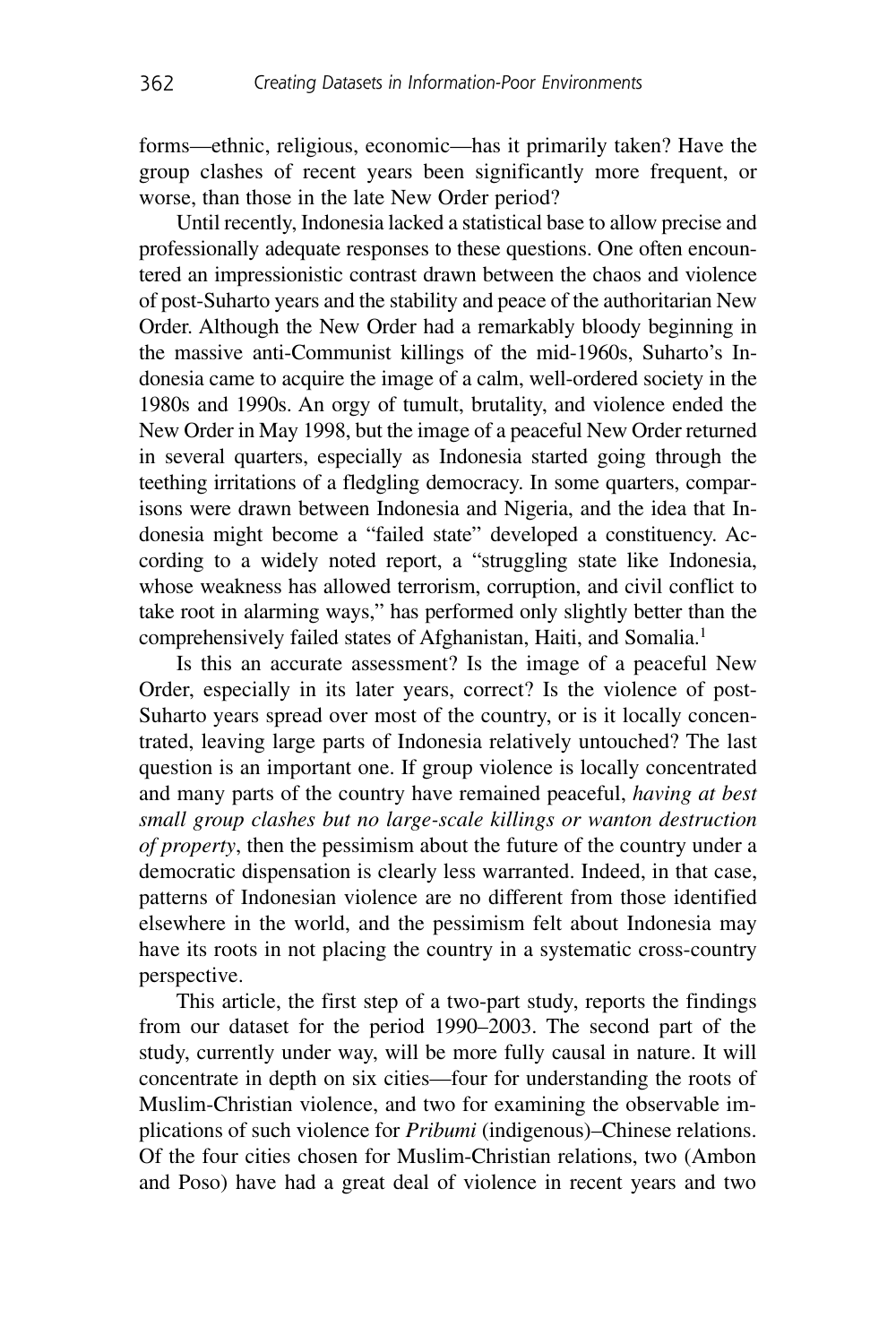forms—ethnic, religious, economic—has it primarily taken? Have the group clashes of recent years been significantly more frequent, or worse, than those in the late New Order period?

Until recently, Indonesia lacked a statistical base to allow precise and professionally adequate responses to these questions. One often encountered an impressionistic contrast drawn between the chaos and violence of post-Suharto years and the stability and peace of the authoritarian New Order. Although the New Order had a remarkably bloody beginning in the massive anti-Communist killings of the mid-1960s, Suharto's Indonesia came to acquire the image of a calm, well-ordered society in the 1980s and 1990s. An orgy of tumult, brutality, and violence ended the New Order in May 1998, but the image of a peaceful New Order returned in several quarters, especially as Indonesia started going through the teething irritations of a fledgling democracy. In some quarters, comparisons were drawn between Indonesia and Nigeria, and the idea that Indonesia might become a "failed state" developed a constituency. According to a widely noted report, a "struggling state like Indonesia, whose weakness has allowed terrorism, corruption, and civil conflict to take root in alarming ways," has performed only slightly better than the comprehensively failed states of Afghanistan, Haiti, and Somalia.[1]

Is this an accurate assessment? Is the image of a peaceful New Order, especially in its later years, correct? Is the violence of post-Suharto years spread over most of the country, or is it locally concentrated, leaving large parts of Indonesia relatively untouched? The last question is an important one. If group violence is locally concentrated and many parts of the country have remained peaceful, *having at best small group clashes but no large-scale killings or wanton destruction of property*, then the pessimism about the future of the country under a democratic dispensation is clearly less warranted. Indeed, in that case, patterns of Indonesian violence are no different from those identified elsewhere in the world, and the pessimism felt about Indonesia may have its roots in not placing the country in a systematic cross-country perspective.

This article, the first step of a two-part study, reports the findings from our dataset for the period 1990–2003. The second part of the study, currently under way, will be more fully causal in nature. It will concentrate in depth on six cities—four for understanding the roots of Muslim-Christian violence, and two for examining the observable implications of such violence for *Pribumi* (indigenous)–Chinese relations. Of the four cities chosen for Muslim-Christian relations, two (Ambon and Poso) have had a great deal of violence in recent years and two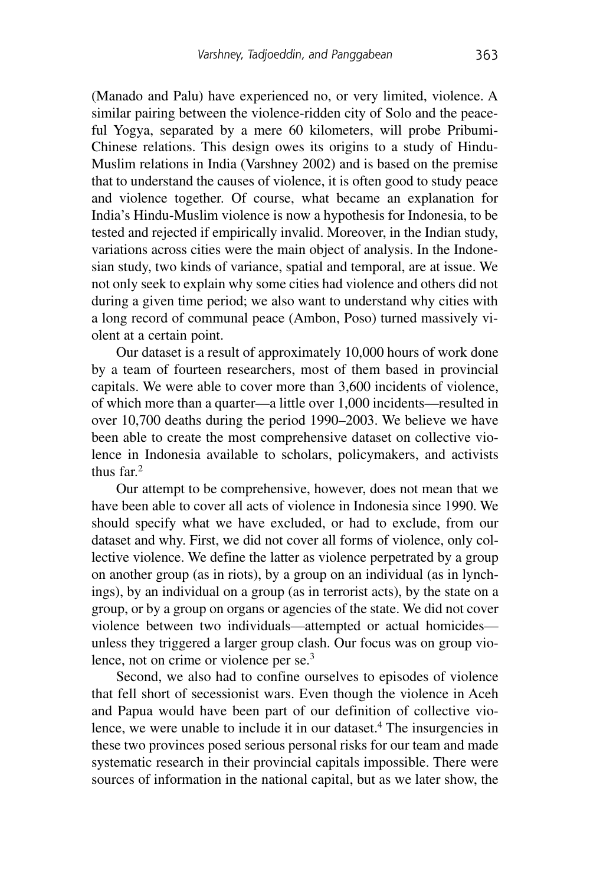(Manado and Palu) have experienced no, or very limited, violence. A similar pairing between the violence-ridden city of Solo and the peaceful Yogya, separated by a mere 60 kilometers, will probe Pribumi-Chinese relations. This design owes its origins to a study of Hindu-Muslim relations in India (Varshney 2002) and is based on the premise that to understand the causes of violence, it is often good to study peace and violence together. Of course, what became an explanation for India's Hindu-Muslim violence is now a hypothesis for Indonesia, to be tested and rejected if empirically invalid. Moreover, in the Indian study, variations across cities were the main object of analysis. In the Indonesian study, two kinds of variance, spatial and temporal, are at issue. We not only seek to explain why some cities had violence and others did not during a given time period; we also want to understand why cities with a long record of communal peace (Ambon, Poso) turned massively violent at a certain point.

Our dataset is a result of approximately 10,000 hours of work done by a team of fourteen researchers, most of them based in provincial capitals. We were able to cover more than 3,600 incidents of violence, of which more than a quarter—a little over 1,000 incidents—resulted in over 10,700 deaths during the period 1990–2003. We believe we have been able to create the most comprehensive dataset on collective violence in Indonesia available to scholars, policymakers, and activists thus far.[2]

Our attempt to be comprehensive, however, does not mean that we have been able to cover all acts of violence in Indonesia since 1990. We should specify what we have excluded, or had to exclude, from our dataset and why. First, we did not cover all forms of violence, only collective violence. We define the latter as violence perpetrated by a group on another group (as in riots), by a group on an individual (as in lynchings), by an individual on a group (as in terrorist acts), by the state on a group, or by a group on organs or agencies of the state. We did not cover violence between two individuals—attempted or actual homicides—unless they triggered a larger group clash. Our focus was on group violence, not on crime or violence per se.[3]

Second, we also had to confine ourselves to episodes of violence that fell short of secessionist wars. Even though the violence in Aceh and Papua would have been part of our definition of collective violence, we were unable to include it in our dataset.[4] The insurgencies in these two provinces posed serious personal risks for our team and made systematic research in their provincial capitals impossible. There were sources of information in the national capital, but as we later show, the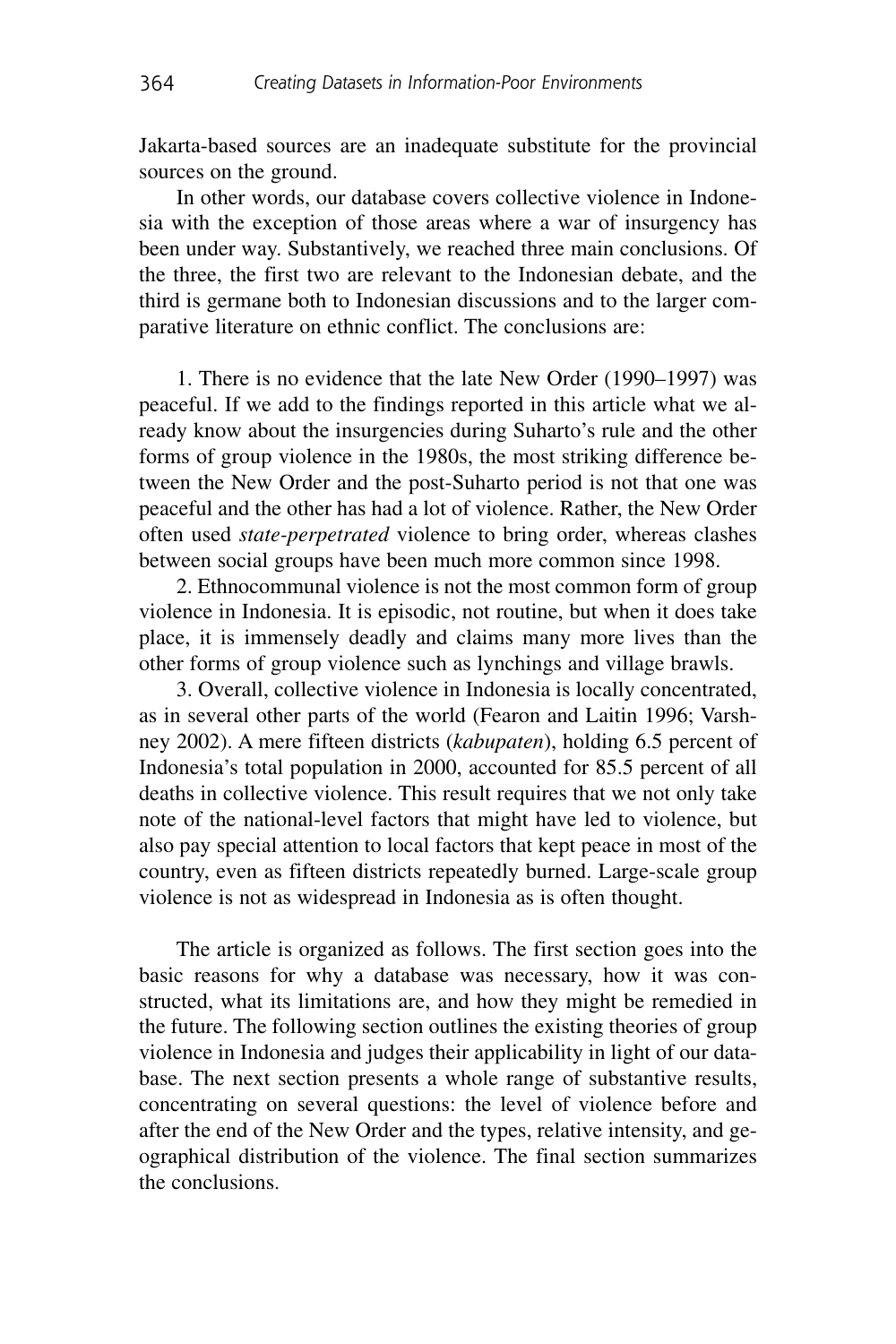Jakarta-based sources are an inadequate substitute for the provincial sources on the ground.

In other words, our database covers collective violence in Indonesia with the exception of those areas where a war of insurgency has been under way. Substantively, we reached three main conclusions. Of the three, the first two are relevant to the Indonesian debate, and the third is germane both to Indonesian discussions and to the larger comparative literature on ethnic conflict. The conclusions are:

1. There is no evidence that the late New Order (1990–1997) was peaceful. If we add to the findings reported in this article what we already know about the insurgencies during Suharto's rule and the other forms of group violence in the 1980s, the most striking difference between the New Order and the post-Suharto period is not that one was peaceful and the other has had a lot of violence. Rather, the New Order often used *state-perpetrated* violence to bring order, whereas clashes between social groups have been much more common since 1998.

2. Ethnocommunal violence is not the most common form of group violence in Indonesia. It is episodic, not routine, but when it does take place, it is immensely deadly and claims many more lives than the other forms of group violence such as lynchings and village brawls.

3. Overall, collective violence in Indonesia is locally concentrated, as in several other parts of the world (Fearon and Laitin 1996; Varshney 2002). A mere fifteen districts (*kabupaten*), holding 6.5 percent of Indonesia's total population in 2000, accounted for 85.5 percent of all deaths in collective violence. This result requires that we not only take note of the national-level factors that might have led to violence, but also pay special attention to local factors that kept peace in most of the country, even as fifteen districts repeatedly burned. Large-scale group violence is not as widespread in Indonesia as is often thought.

The article is organized as follows. The first section goes into the basic reasons for why a database was necessary, how it was constructed, what its limitations are, and how they might be remedied in the future. The following section outlines the existing theories of group violence in Indonesia and judges their applicability in light of our database. The next section presents a whole range of substantive results, concentrating on several questions: the level of violence before and after the end of the New Order and the types, relative intensity, and geographical distribution of the violence. The final section summarizes the conclusions.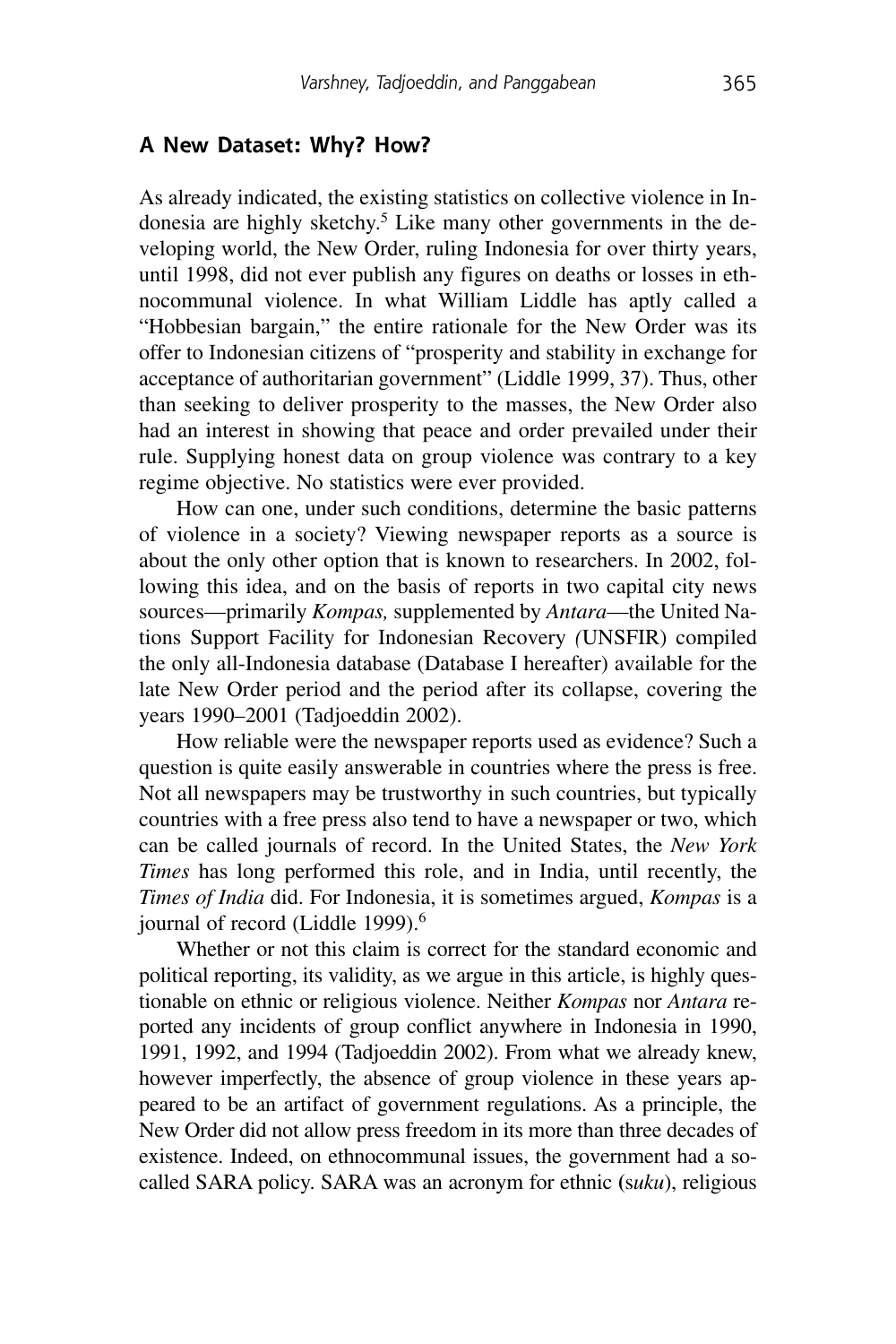## A New Dataset: Why? How?

As already indicated, the existing statistics on collective violence in Indonesia are highly sketchy.[5] Like many other governments in the developing world, the New Order, ruling Indonesia for over thirty years, until 1998, did not ever publish any figures on deaths or losses in ethnocommunal violence. In what William Liddle has aptly called a "Hobbesian bargain," the entire rationale for the New Order was its offer to Indonesian citizens of "prosperity and stability in exchange for acceptance of authoritarian government" (Liddle 1999, 37). Thus, other than seeking to deliver prosperity to the masses, the New Order also had an interest in showing that peace and order prevailed under their rule. Supplying honest data on group violence was contrary to a key regime objective. No statistics were ever provided.

How can one, under such conditions, determine the basic patterns of violence in a society? Viewing newspaper reports as a source is about the only other option that is known to researchers. In 2002, following this idea, and on the basis of reports in two capital city news sources—primarily *Kompas,* supplemented by *Antara*—the United Nations Support Facility for Indonesian Recovery (UNSFIR) compiled the only all-Indonesia database (Database I hereafter) available for the late New Order period and the period after its collapse, covering the years 1990–2001 (Tadjoeddin 2002).

How reliable were the newspaper reports used as evidence? Such a question is quite easily answerable in countries where the press is free. Not all newspapers may be trustworthy in such countries, but typically countries with a free press also tend to have a newspaper or two, which can be called journals of record. In the United States, the *New York Times* has long performed this role, and in India, until recently, the *Times of India* did. For Indonesia, it is sometimes argued, *Kompas* is a journal of record (Liddle 1999).[6]

Whether or not this claim is correct for the standard economic and political reporting, its validity, as we argue in this article, is highly questionable on ethnic or religious violence. Neither *Kompas* nor *Antara* reported any incidents of group conflict anywhere in Indonesia in 1990, 1991, 1992, and 1994 (Tadjoeddin 2002). From what we already knew, however imperfectly, the absence of group violence in these years appeared to be an artifact of government regulations. As a principle, the New Order did not allow press freedom in its more than three decades of existence. Indeed, on ethnocommunal issues, the government had a so-called SARA policy. SARA was an acronym for ethnic (s*uku*), religious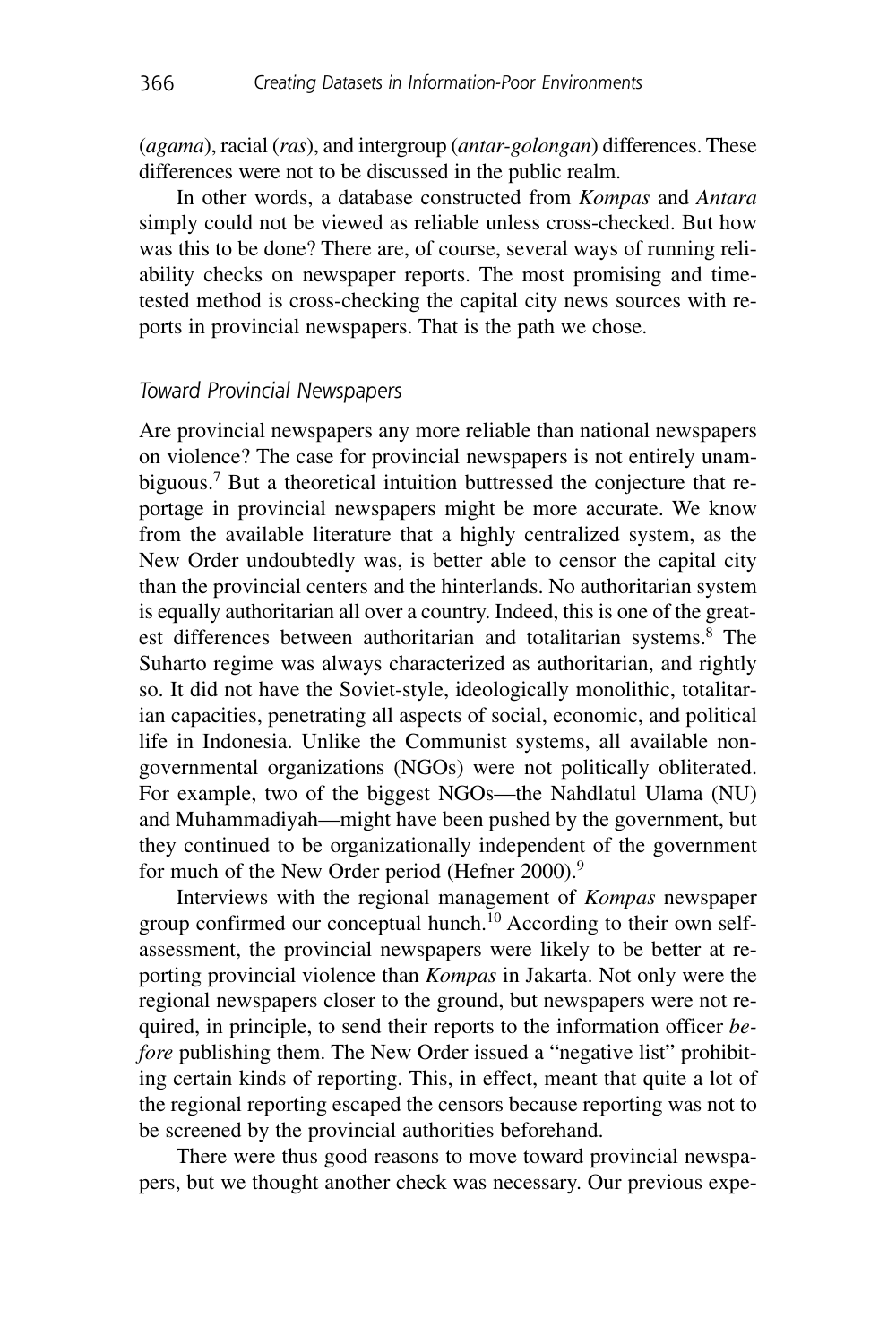(*agama*), racial (*ras*), and intergroup (*antar-golongan*) differences. These differences were not to be discussed in the public realm.

In other words, a database constructed from *Kompas* and *Antara* simply could not be viewed as reliable unless cross-checked. But how was this to be done? There are, of course, several ways of running reliability checks on newspaper reports. The most promising and time-tested method is cross-checking the capital city news sources with reports in provincial newspapers. That is the path we chose.

### *Toward Provincial Newspapers*

Are provincial newspapers any more reliable than national newspapers on violence? The case for provincial newspapers is not entirely unambiguous.[7] But a theoretical intuition buttressed the conjecture that reportage in provincial newspapers might be more accurate. We know from the available literature that a highly centralized system, as the New Order undoubtedly was, is better able to censor the capital city than the provincial centers and the hinterlands. No authoritarian system is equally authoritarian all over a country. Indeed, this is one of the greatest differences between authoritarian and totalitarian systems.[8] The Suharto regime was always characterized as authoritarian, and rightly so. It did not have the Soviet-style, ideologically monolithic, totalitarian capacities, penetrating all aspects of social, economic, and political life in Indonesia. Unlike the Communist systems, all available nongovernmental organizations (NGOs) were not politically obliterated. For example, two of the biggest NGOs—the Nahdlatul Ulama (NU) and Muhammadiyah—might have been pushed by the government, but they continued to be organizationally independent of the government for much of the New Order period (Hefner 2000).[9]

Interviews with the regional management of *Kompas* newspaper group confirmed our conceptual hunch.[10] According to their own self-assessment, the provincial newspapers were likely to be better at reporting provincial violence than *Kompas* in Jakarta. Not only were the regional newspapers closer to the ground, but newspapers were not required, in principle, to send their reports to the information officer *before* publishing them. The New Order issued a "negative list" prohibiting certain kinds of reporting. This, in effect, meant that quite a lot of the regional reporting escaped the censors because reporting was not to be screened by the provincial authorities beforehand.

There were thus good reasons to move toward provincial newspapers, but we thought another check was necessary. Our previous expe-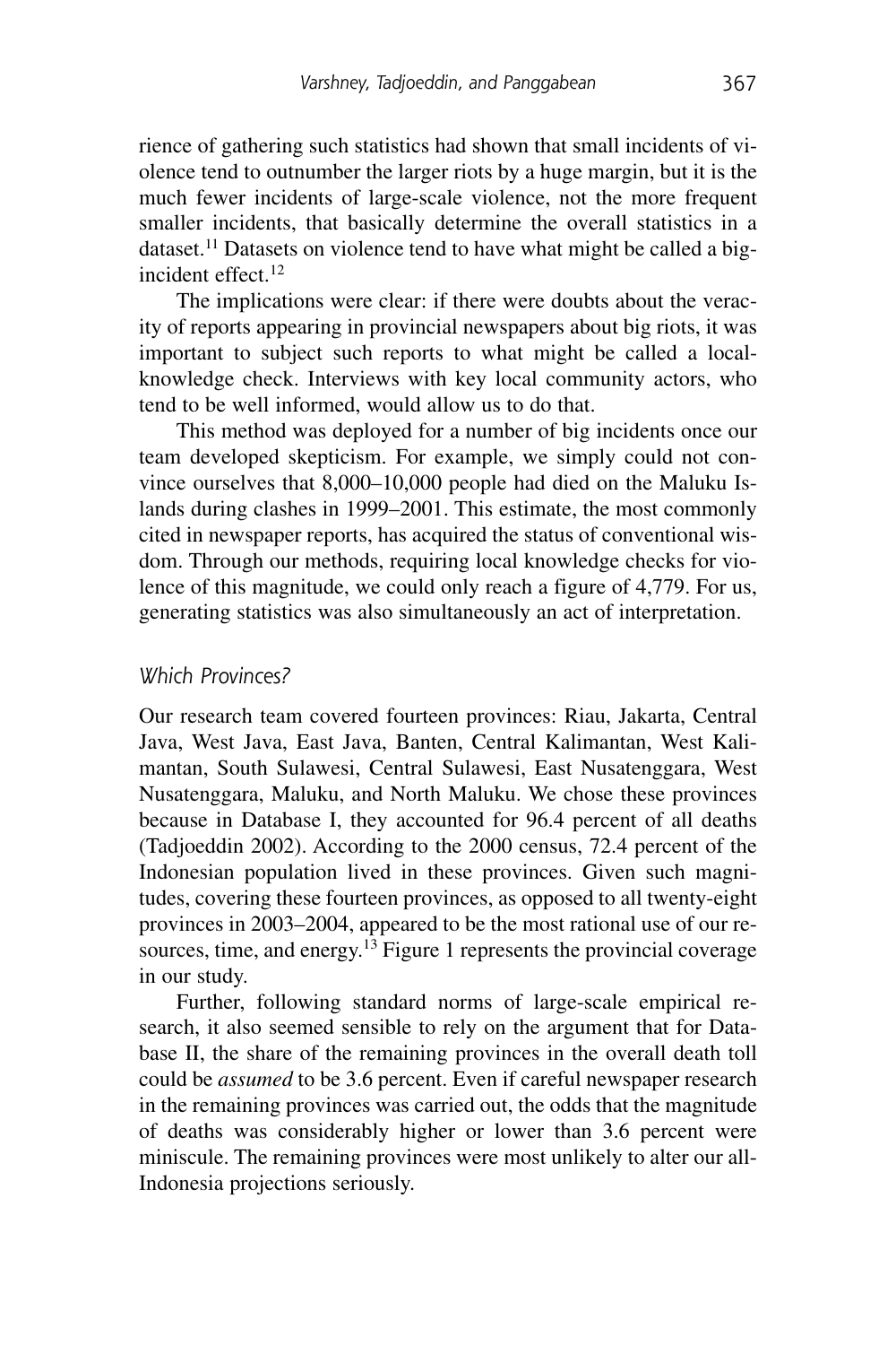rience of gathering such statistics had shown that small incidents of violence tend to outnumber the larger riots by a huge margin, but it is the much fewer incidents of large-scale violence, not the more frequent smaller incidents, that basically determine the overall statistics in a dataset.[11] Datasets on violence tend to have what might be called a big-incident effect.[12]

The implications were clear: if there were doubts about the veracity of reports appearing in provincial newspapers about big riots, it was important to subject such reports to what might be called a local-knowledge check. Interviews with key local community actors, who tend to be well informed, would allow us to do that.

This method was deployed for a number of big incidents once our team developed skepticism. For example, we simply could not convince ourselves that 8,000–10,000 people had died on the Maluku Islands during clashes in 1999–2001. This estimate, the most commonly cited in newspaper reports, has acquired the status of conventional wisdom. Through our methods, requiring local knowledge checks for violence of this magnitude, we could only reach a figure of 4,779. For us, generating statistics was also simultaneously an act of interpretation.

### *Which Provinces?*

Our research team covered fourteen provinces: Riau, Jakarta, Central Java, West Java, East Java, Banten, Central Kalimantan, West Kalimantan, South Sulawesi, Central Sulawesi, East Nusatenggara, West Nusatenggara, Maluku, and North Maluku. We chose these provinces because in Database I, they accounted for 96.4 percent of all deaths (Tadjoeddin 2002). According to the 2000 census, 72.4 percent of the Indonesian population lived in these provinces. Given such magnitudes, covering these fourteen provinces, as opposed to all twenty-eight provinces in 2003–2004, appeared to be the most rational use of our resources, time, and energy.[13] Figure 1 represents the provincial coverage in our study.

Further, following standard norms of large-scale empirical research, it also seemed sensible to rely on the argument that for Database II, the share of the remaining provinces in the overall death toll could be *assumed* to be 3.6 percent. Even if careful newspaper research in the remaining provinces was carried out, the odds that the magnitude of deaths was considerably higher or lower than 3.6 percent were miniscule. The remaining provinces were most unlikely to alter our all-Indonesia projections seriously.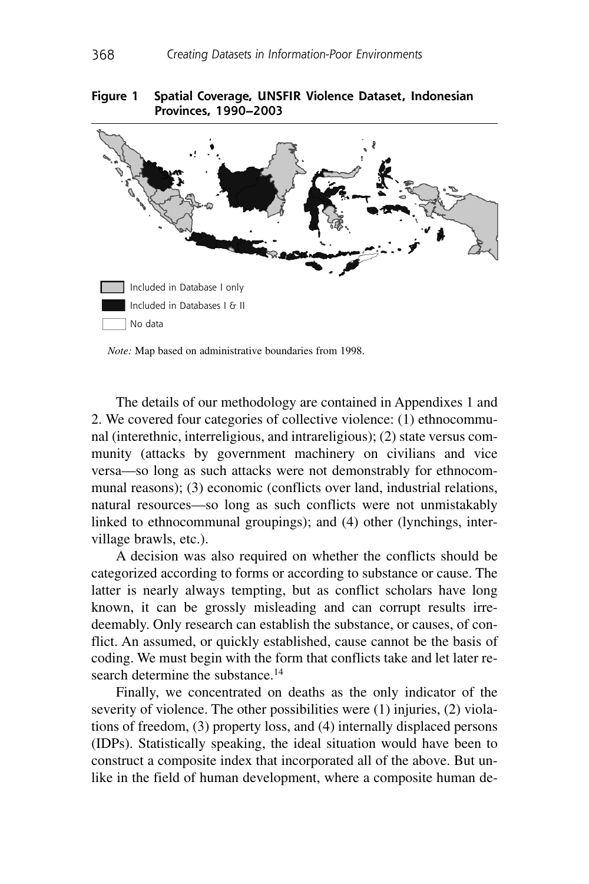**Figure 1 Spatial Coverage, UNSFIR Violence Dataset, Indonesian Provinces, 1990–2003**

Included in Database I only

Included in Databases I & II

No data

*Note:* Map based on administrative boundaries from 1998.

The details of our methodology are contained in Appendixes 1 and 2. We covered four categories of collective violence: (1) ethnocommunal (interethnic, interreligious, and intrareligious); (2) state versus community (attacks by government machinery on civilians and vice versa—so long as such attacks were not demonstrably for ethnocommunal reasons); (3) economic (conflicts over land, industrial relations, natural resources—so long as such conflicts were not unmistakably linked to ethnocommunal groupings); and (4) other (lynchings, intervillage brawls, etc.).

A decision was also required on whether the conflicts should be categorized according to forms or according to substance or cause. The latter is nearly always tempting, but as conflict scholars have long known, it can be grossly misleading and can corrupt results irredeemably. Only research can establish the substance, or causes, of conflict. An assumed, or quickly established, cause cannot be the basis of coding. We must begin with the form that conflicts take and let later research determine the substance.[14]

Finally, we concentrated on deaths as the only indicator of the severity of violence. The other possibilities were (1) injuries, (2) violations of freedom, (3) property loss, and (4) internally displaced persons (IDPs). Statistically speaking, the ideal situation would have been to construct a composite index that incorporated all of the above. But unlike in the field of human development, where a composite human de-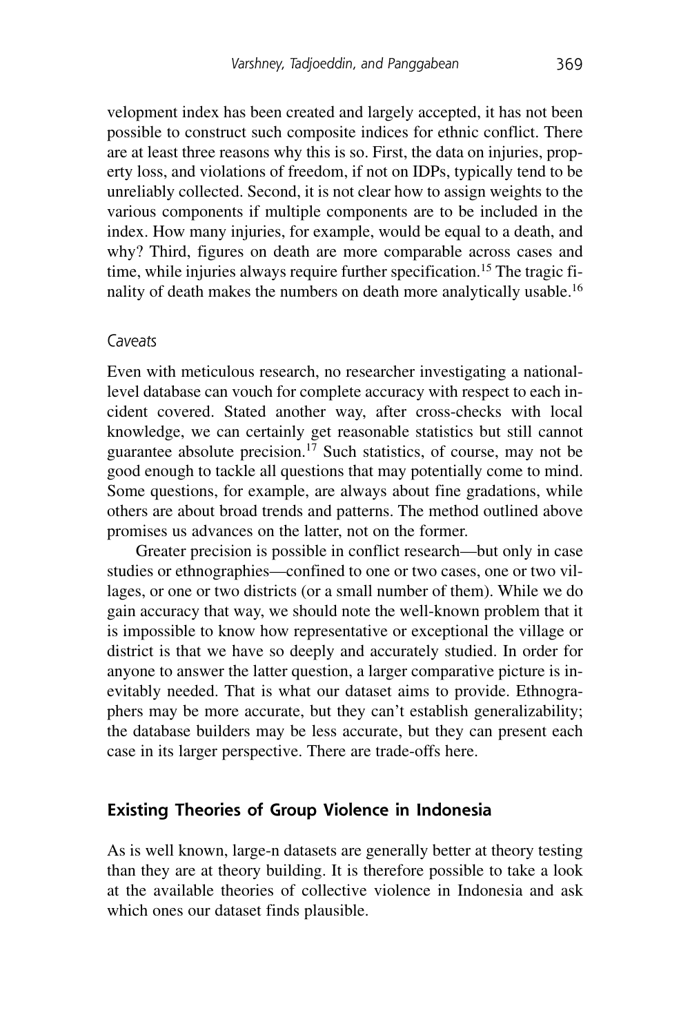velopment index has been created and largely accepted, it has not been possible to construct such composite indices for ethnic conflict. There are at least three reasons why this is so. First, the data on injuries, property loss, and violations of freedom, if not on IDPs, typically tend to be unreliably collected. Second, it is not clear how to assign weights to the various components if multiple components are to be included in the index. How many injuries, for example, would be equal to a death, and why? Third, figures on death are more comparable across cases and time, while injuries always require further specification.[15] The tragic finality of death makes the numbers on death more analytically usable.[16]

### *Caveats*

Even with meticulous research, no researcher investigating a national-level database can vouch for complete accuracy with respect to each incident covered. Stated another way, after cross-checks with local knowledge, we can certainly get reasonable statistics but still cannot guarantee absolute precision.[17] Such statistics, of course, may not be good enough to tackle all questions that may potentially come to mind. Some questions, for example, are always about fine gradations, while others are about broad trends and patterns. The method outlined above promises us advances on the latter, not on the former.

Greater precision is possible in conflict research—but only in case studies or ethnographies—confined to one or two cases, one or two villages, or one or two districts (or a small number of them). While we do gain accuracy that way, we should note the well-known problem that it is impossible to know how representative or exceptional the village or district is that we have so deeply and accurately studied. In order for anyone to answer the latter question, a larger comparative picture is inevitably needed. That is what our dataset aims to provide. Ethnographers may be more accurate, but they can't establish generalizability; the database builders may be less accurate, but they can present each case in its larger perspective. There are trade-offs here.

## Existing Theories of Group Violence in Indonesia

As is well known, large-n datasets are generally better at theory testing than they are at theory building. It is therefore possible to take a look at the available theories of collective violence in Indonesia and ask which ones our dataset finds plausible.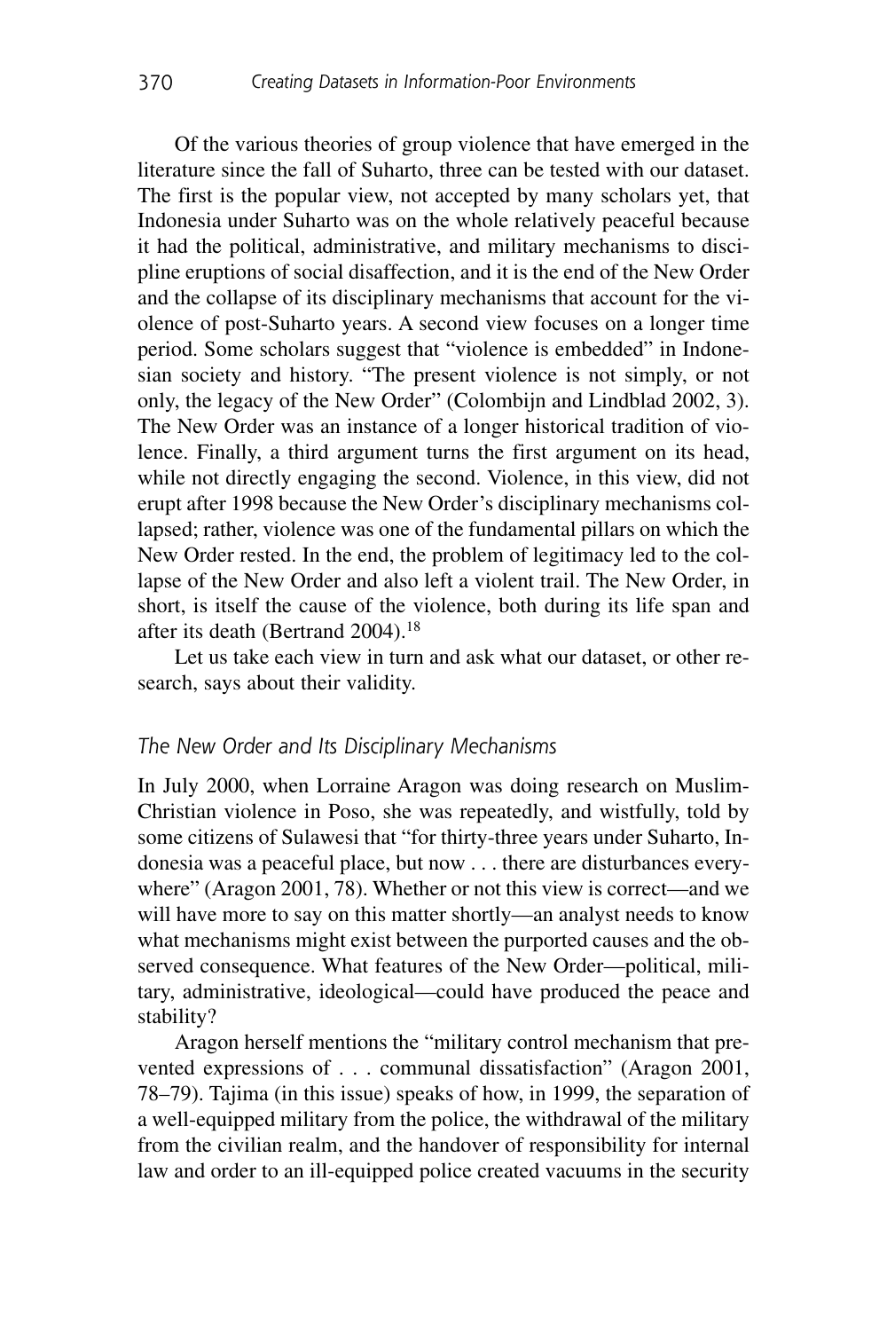Of the various theories of group violence that have emerged in the literature since the fall of Suharto, three can be tested with our dataset. The first is the popular view, not accepted by many scholars yet, that Indonesia under Suharto was on the whole relatively peaceful because it had the political, administrative, and military mechanisms to discipline eruptions of social disaffection, and it is the end of the New Order and the collapse of its disciplinary mechanisms that account for the violence of post-Suharto years. A second view focuses on a longer time period. Some scholars suggest that "violence is embedded" in Indonesian society and history. "The present violence is not simply, or not only, the legacy of the New Order" (Colombijn and Lindblad 2002, 3). The New Order was an instance of a longer historical tradition of violence. Finally, a third argument turns the first argument on its head, while not directly engaging the second. Violence, in this view, did not erupt after 1998 because the New Order's disciplinary mechanisms collapsed; rather, violence was one of the fundamental pillars on which the New Order rested. In the end, the problem of legitimacy led to the collapse of the New Order and also left a violent trail. The New Order, in short, is itself the cause of the violence, both during its life span and after its death (Bertrand 2004).[18]

Let us take each view in turn and ask what our dataset, or other research, says about their validity.

### *The New Order and Its Disciplinary Mechanisms*

In July 2000, when Lorraine Aragon was doing research on Muslim-Christian violence in Poso, she was repeatedly, and wistfully, told by some citizens of Sulawesi that "for thirty-three years under Suharto, Indonesia was a peaceful place, but now . . . there are disturbances everywhere" (Aragon 2001, 78). Whether or not this view is correct—and we will have more to say on this matter shortly—an analyst needs to know what mechanisms might exist between the purported causes and the observed consequence. What features of the New Order—political, military, administrative, ideological—could have produced the peace and stability?

Aragon herself mentions the "military control mechanism that prevented expressions of . . . communal dissatisfaction" (Aragon 2001, 78–79). Tajima (in this issue) speaks of how, in 1999, the separation of a well-equipped military from the police, the withdrawal of the military from the civilian realm, and the handover of responsibility for internal law and order to an ill-equipped police created vacuums in the security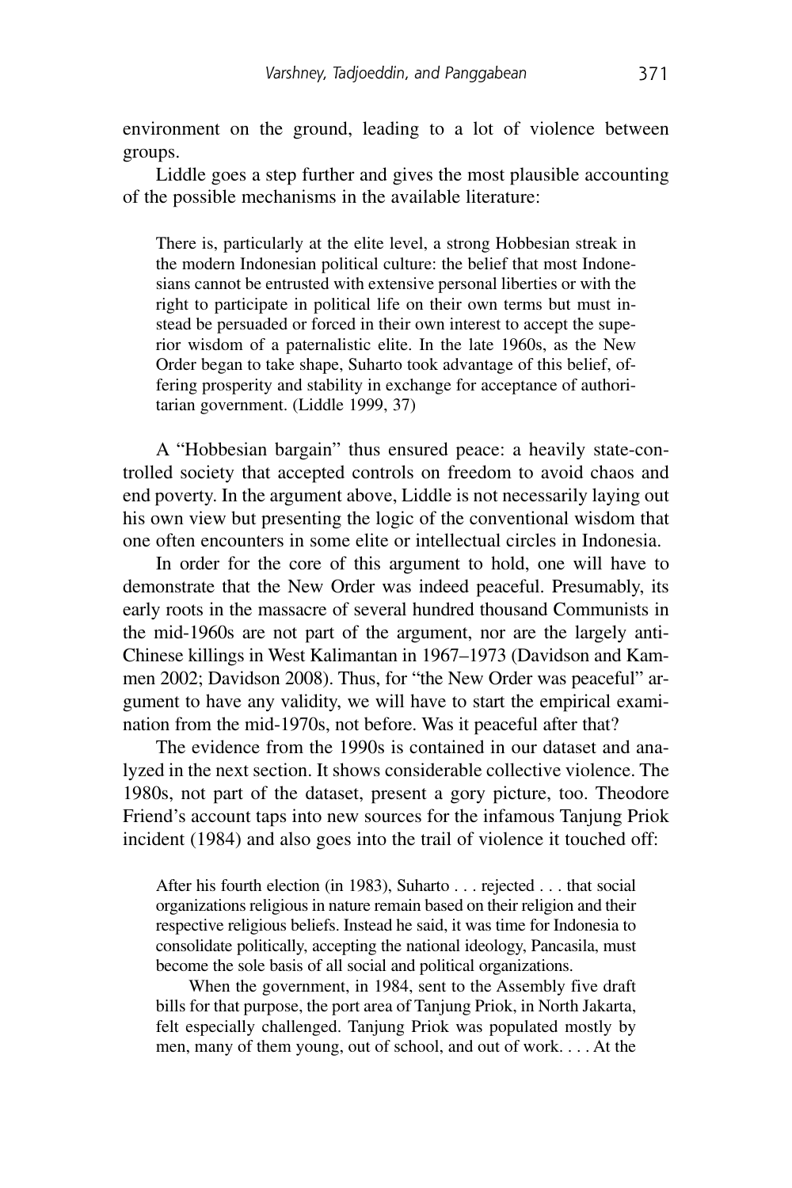environment on the ground, leading to a lot of violence between groups.

Liddle goes a step further and gives the most plausible accounting of the possible mechanisms in the available literature:

> There is, particularly at the elite level, a strong Hobbesian streak in the modern Indonesian political culture: the belief that most Indonesians cannot be entrusted with extensive personal liberties or with the right to participate in political life on their own terms but must instead be persuaded or forced in their own interest to accept the superior wisdom of a paternalistic elite. In the late 1960s, as the New Order began to take shape, Suharto took advantage of this belief, offering prosperity and stability in exchange for acceptance of authoritarian government. (Liddle 1999, 37)

A "Hobbesian bargain" thus ensured peace: a heavily state-controlled society that accepted controls on freedom to avoid chaos and end poverty. In the argument above, Liddle is not necessarily laying out his own view but presenting the logic of the conventional wisdom that one often encounters in some elite or intellectual circles in Indonesia.

In order for the core of this argument to hold, one will have to demonstrate that the New Order was indeed peaceful. Presumably, its early roots in the massacre of several hundred thousand Communists in the mid-1960s are not part of the argument, nor are the largely anti-Chinese killings in West Kalimantan in 1967–1973 (Davidson and Kammen 2002; Davidson 2008). Thus, for "the New Order was peaceful" argument to have any validity, we will have to start the empirical examination from the mid-1970s, not before. Was it peaceful after that?

The evidence from the 1990s is contained in our dataset and analyzed in the next section. It shows considerable collective violence. The 1980s, not part of the dataset, present a gory picture, too. Theodore Friend's account taps into new sources for the infamous Tanjung Priok incident (1984) and also goes into the trail of violence it touched off:

> After his fourth election (in 1983), Suharto . . . rejected . . . that social organizations religious in nature remain based on their religion and their respective religious beliefs. Instead he said, it was time for Indonesia to consolidate politically, accepting the national ideology, Pancasila, must become the sole basis of all social and political organizations.
>
> When the government, in 1984, sent to the Assembly five draft bills for that purpose, the port area of Tanjung Priok, in North Jakarta, felt especially challenged. Tanjung Priok was populated mostly by men, many of them young, out of school, and out of work. . . . At the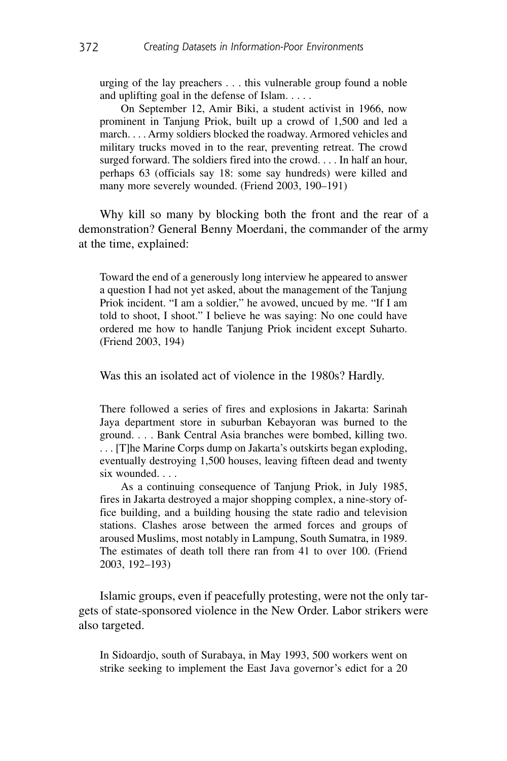> urging of the lay preachers . . . this vulnerable group found a noble and uplifting goal in the defense of Islam. . . . .
>
> On September 12, Amir Biki, a student activist in 1966, now prominent in Tanjung Priok, built up a crowd of 1,500 and led a march. . . . Army soldiers blocked the roadway. Armored vehicles and military trucks moved in to the rear, preventing retreat. The crowd surged forward. The soldiers fired into the crowd. . . . In half an hour, perhaps 63 (officials say 18: some say hundreds) were killed and many more severely wounded. (Friend 2003, 190–191)

Why kill so many by blocking both the front and the rear of a demonstration? General Benny Moerdani, the commander of the army at the time, explained:

> Toward the end of a generously long interview he appeared to answer a question I had not yet asked, about the management of the Tanjung Priok incident. "I am a soldier," he avowed, uncued by me. "If I am told to shoot, I shoot." I believe he was saying: No one could have ordered me how to handle Tanjung Priok incident except Suharto. (Friend 2003, 194)

Was this an isolated act of violence in the 1980s? Hardly.

> There followed a series of fires and explosions in Jakarta: Sarinah Jaya department store in suburban Kebayoran was burned to the ground. . . . Bank Central Asia branches were bombed, killing two. . . . [T]he Marine Corps dump on Jakarta's outskirts began exploding, eventually destroying 1,500 houses, leaving fifteen dead and twenty six wounded. . . .
>
> As a continuing consequence of Tanjung Priok, in July 1985, fires in Jakarta destroyed a major shopping complex, a nine-story office building, and a building housing the state radio and television stations. Clashes arose between the armed forces and groups of aroused Muslims, most notably in Lampung, South Sumatra, in 1989. The estimates of death toll there ran from 41 to over 100. (Friend 2003, 192–193)

Islamic groups, even if peacefully protesting, were not the only targets of state-sponsored violence in the New Order. Labor strikers were also targeted.

> In Sidoardjo, south of Surabaya, in May 1993, 500 workers went on strike seeking to implement the East Java governor's edict for a 20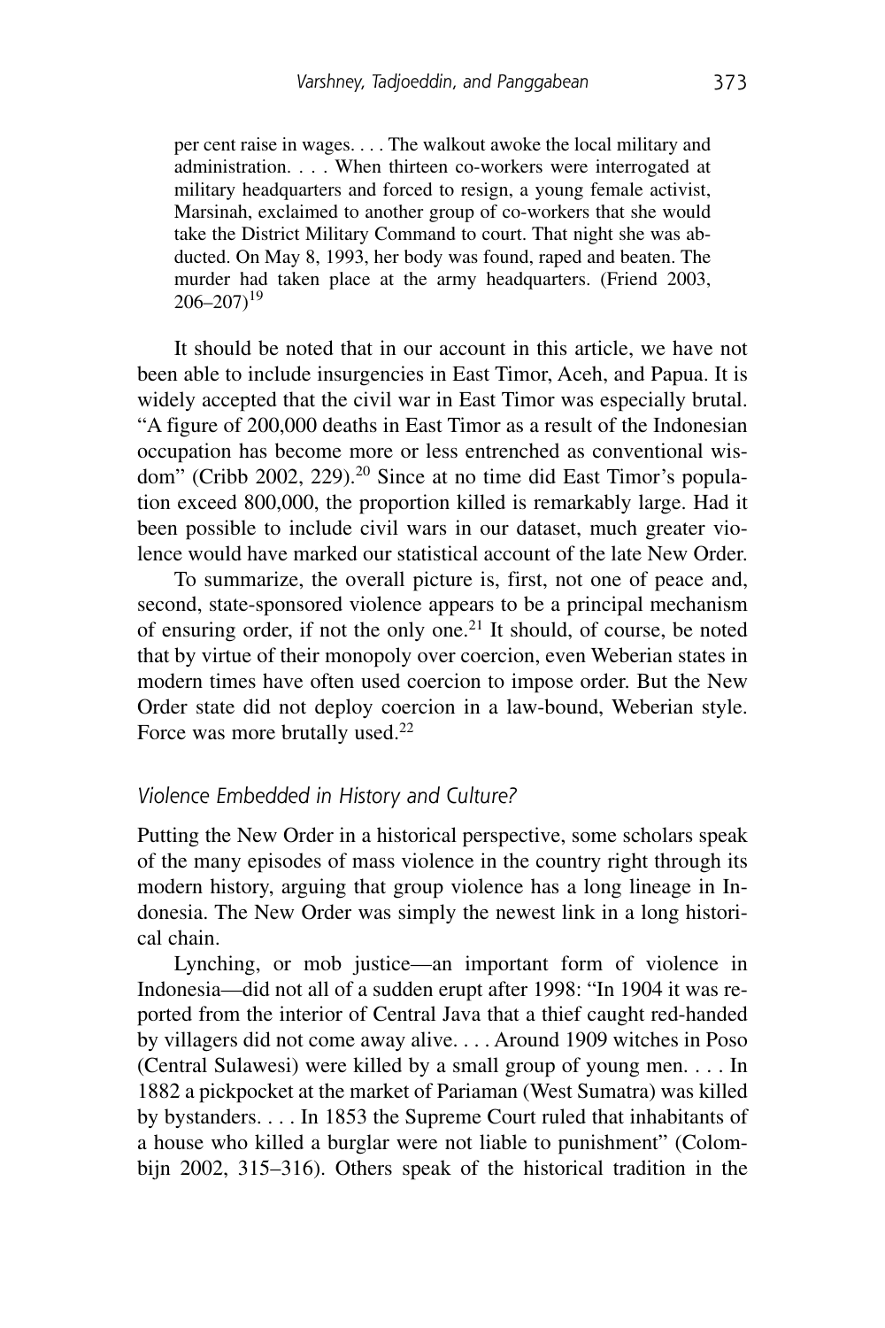> per cent raise in wages. . . . The walkout awoke the local military and administration. . . . When thirteen co-workers were interrogated at military headquarters and forced to resign, a young female activist, Marsinah, exclaimed to another group of co-workers that she would take the District Military Command to court. That night she was abducted. On May 8, 1993, her body was found, raped and beaten. The murder had taken place at the army headquarters. (Friend 2003, 206–207)[19]

It should be noted that in our account in this article, we have not been able to include insurgencies in East Timor, Aceh, and Papua. It is widely accepted that the civil war in East Timor was especially brutal. "A figure of 200,000 deaths in East Timor as a result of the Indonesian occupation has become more or less entrenched as conventional wisdom" (Cribb 2002, 229).[20] Since at no time did East Timor's population exceed 800,000, the proportion killed is remarkably large. Had it been possible to include civil wars in our dataset, much greater violence would have marked our statistical account of the late New Order.

To summarize, the overall picture is, first, not one of peace and, second, state-sponsored violence appears to be a principal mechanism of ensuring order, if not the only one.[21] It should, of course, be noted that by virtue of their monopoly over coercion, even Weberian states in modern times have often used coercion to impose order. But the New Order state did not deploy coercion in a law-bound, Weberian style. Force was more brutally used.[22]

### *Violence Embedded in History and Culture?*

Putting the New Order in a historical perspective, some scholars speak of the many episodes of mass violence in the country right through its modern history, arguing that group violence has a long lineage in Indonesia. The New Order was simply the newest link in a long historical chain.

Lynching, or mob justice—an important form of violence in Indonesia—did not all of a sudden erupt after 1998: "In 1904 it was reported from the interior of Central Java that a thief caught red-handed by villagers did not come away alive. . . . Around 1909 witches in Poso (Central Sulawesi) were killed by a small group of young men. . . . In 1882 a pickpocket at the market of Pariaman (West Sumatra) was killed by bystanders. . . . In 1853 the Supreme Court ruled that inhabitants of a house who killed a burglar were not liable to punishment" (Colombijn 2002, 315–316). Others speak of the historical tradition in the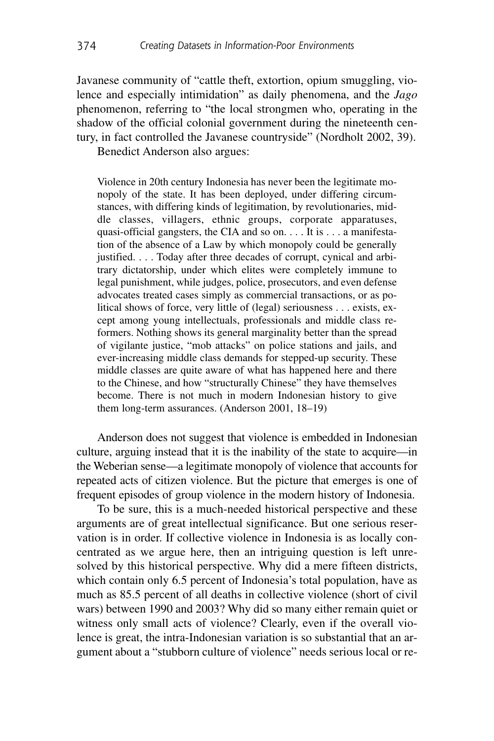Javanese community of "cattle theft, extortion, opium smuggling, violence and especially intimidation" as daily phenomena, and the *Jago* phenomenon, referring to "the local strongmen who, operating in the shadow of the official colonial government during the nineteenth century, in fact controlled the Javanese countryside" (Nordholt 2002, 39).

Benedict Anderson also argues:

> Violence in 20th century Indonesia has never been the legitimate monopoly of the state. It has been deployed, under differing circumstances, with differing kinds of legitimation, by revolutionaries, middle classes, villagers, ethnic groups, corporate apparatuses, quasi-official gangsters, the CIA and so on. . . . It is . . . a manifestation of the absence of a Law by which monopoly could be generally justified. . . . Today after three decades of corrupt, cynical and arbitrary dictatorship, under which elites were completely immune to legal punishment, while judges, police, prosecutors, and even defense advocates treated cases simply as commercial transactions, or as political shows of force, very little of (legal) seriousness . . . exists, except among young intellectuals, professionals and middle class reformers. Nothing shows its general marginality better than the spread of vigilante justice, "mob attacks" on police stations and jails, and ever-increasing middle class demands for stepped-up security. These middle classes are quite aware of what has happened here and there to the Chinese, and how "structurally Chinese" they have themselves become. There is not much in modern Indonesian history to give them long-term assurances. (Anderson 2001, 18–19)

Anderson does not suggest that violence is embedded in Indonesian culture, arguing instead that it is the inability of the state to acquire—in the Weberian sense—a legitimate monopoly of violence that accounts for repeated acts of citizen violence. But the picture that emerges is one of frequent episodes of group violence in the modern history of Indonesia.

To be sure, this is a much-needed historical perspective and these arguments are of great intellectual significance. But one serious reservation is in order. If collective violence in Indonesia is as locally concentrated as we argue here, then an intriguing question is left unresolved by this historical perspective. Why did a mere fifteen districts, which contain only 6.5 percent of Indonesia's total population, have as much as 85.5 percent of all deaths in collective violence (short of civil wars) between 1990 and 2003? Why did so many either remain quiet or witness only small acts of violence? Clearly, even if the overall violence is great, the intra-Indonesian variation is so substantial that an argument about a "stubborn culture of violence" needs serious local or re-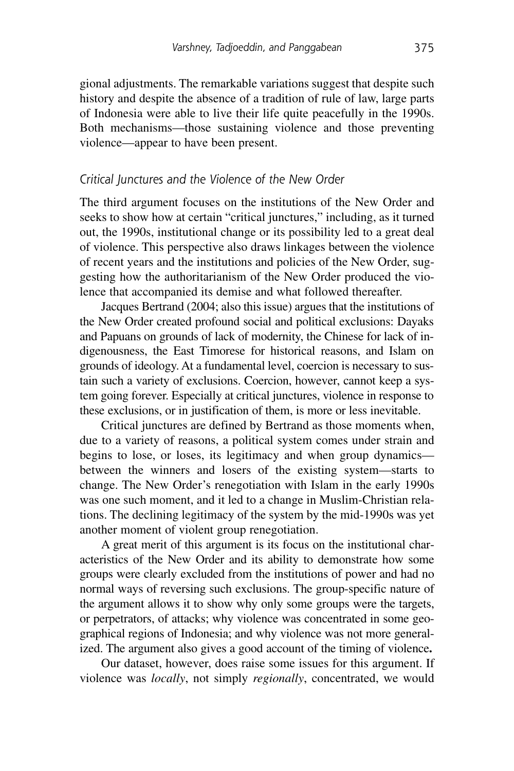gional adjustments. The remarkable variations suggest that despite such history and despite the absence of a tradition of rule of law, large parts of Indonesia were able to live their life quite peacefully in the 1990s. Both mechanisms—those sustaining violence and those preventing violence—appear to have been present.

### *Critical Junctures and the Violence of the New Order*

The third argument focuses on the institutions of the New Order and seeks to show how at certain "critical junctures," including, as it turned out, the 1990s, institutional change or its possibility led to a great deal of violence. This perspective also draws linkages between the violence of recent years and the institutions and policies of the New Order, suggesting how the authoritarianism of the New Order produced the violence that accompanied its demise and what followed thereafter.

Jacques Bertrand (2004; also this issue) argues that the institutions of the New Order created profound social and political exclusions: Dayaks and Papuans on grounds of lack of modernity, the Chinese for lack of indigenousness, the East Timorese for historical reasons, and Islam on grounds of ideology. At a fundamental level, coercion is necessary to sustain such a variety of exclusions. Coercion, however, cannot keep a system going forever. Especially at critical junctures, violence in response to these exclusions, or in justification of them, is more or less inevitable.

Critical junctures are defined by Bertrand as those moments when, due to a variety of reasons, a political system comes under strain and begins to lose, or loses, its legitimacy and when group dynamics—between the winners and losers of the existing system—starts to change. The New Order's renegotiation with Islam in the early 1990s was one such moment, and it led to a change in Muslim-Christian relations. The declining legitimacy of the system by the mid-1990s was yet another moment of violent group renegotiation.

A great merit of this argument is its focus on the institutional characteristics of the New Order and its ability to demonstrate how some groups were clearly excluded from the institutions of power and had no normal ways of reversing such exclusions. The group-specific nature of the argument allows it to show why only some groups were the targets, or perpetrators, of attacks; why violence was concentrated in some geographical regions of Indonesia; and why violence was not more generalized. The argument also gives a good account of the timing of violence.

Our dataset, however, does raise some issues for this argument. If violence was *locally*, not simply *regionally*, concentrated, we would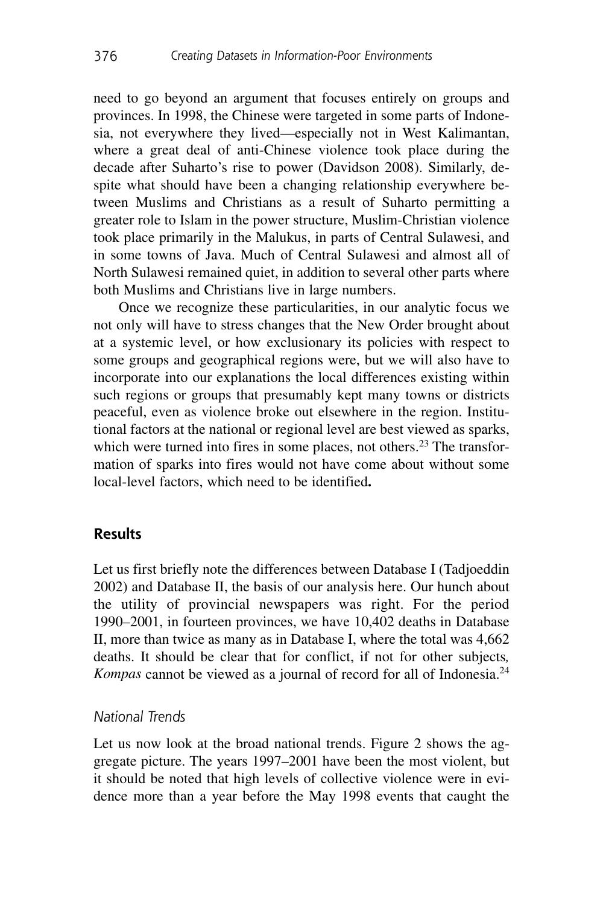need to go beyond an argument that focuses entirely on groups and provinces. In 1998, the Chinese were targeted in some parts of Indonesia, not everywhere they lived—especially not in West Kalimantan, where a great deal of anti-Chinese violence took place during the decade after Suharto's rise to power (Davidson 2008). Similarly, despite what should have been a changing relationship everywhere between Muslims and Christians as a result of Suharto permitting a greater role to Islam in the power structure, Muslim-Christian violence took place primarily in the Malukus, in parts of Central Sulawesi, and in some towns of Java. Much of Central Sulawesi and almost all of North Sulawesi remained quiet, in addition to several other parts where both Muslims and Christians live in large numbers.

Once we recognize these particularities, in our analytic focus we not only will have to stress changes that the New Order brought about at a systemic level, or how exclusionary its policies with respect to some groups and geographical regions were, but we will also have to incorporate into our explanations the local differences existing within such regions or groups that presumably kept many towns or districts peaceful, even as violence broke out elsewhere in the region. Institutional factors at the national or regional level are best viewed as sparks, which were turned into fires in some places, not others.[23] The transformation of sparks into fires would not have come about without some local-level factors, which need to be identified**.**

## Results

Let us first briefly note the differences between Database I (Tadjoeddin 2002) and Database II, the basis of our analysis here. Our hunch about the utility of provincial newspapers was right. For the period 1990–2001, in fourteen provinces, we have 10,402 deaths in Database II, more than twice as many as in Database I, where the total was 4,662 deaths. It should be clear that for conflict, if not for other subjects, *Kompas* cannot be viewed as a journal of record for all of Indonesia.[24]

### National Trends

Let us now look at the broad national trends. Figure 2 shows the aggregate picture. The years 1997–2001 have been the most violent, but it should be noted that high levels of collective violence were in evidence more than a year before the May 1998 events that caught the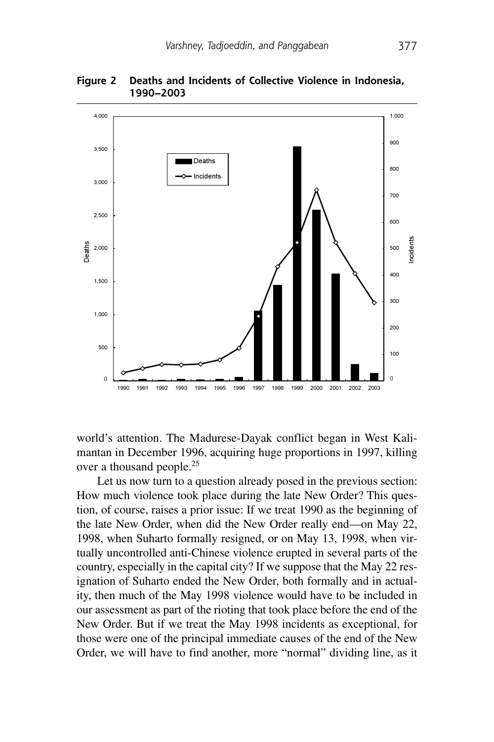**Figure 2 Deaths and Incidents of Collective Violence in Indonesia, 1990–2003**

world's attention. The Madurese-Dayak conflict began in West Kalimantan in December 1996, acquiring huge proportions in 1997, killing over a thousand people.[25]

Let us now turn to a question already posed in the previous section: How much violence took place during the late New Order? This question, of course, raises a prior issue: If we treat 1990 as the beginning of the late New Order, when did the New Order really end—on May 22, 1998, when Suharto formally resigned, or on May 13, 1998, when virtually uncontrolled anti-Chinese violence erupted in several parts of the country, especially in the capital city? If we suppose that the May 22 resignation of Suharto ended the New Order, both formally and in actuality, then much of the May 1998 violence would have to be included in our assessment as part of the rioting that took place before the end of the New Order. But if we treat the May 1998 incidents as exceptional, for those were one of the principal immediate causes of the end of the New Order, we will have to find another, more "normal" dividing line, as it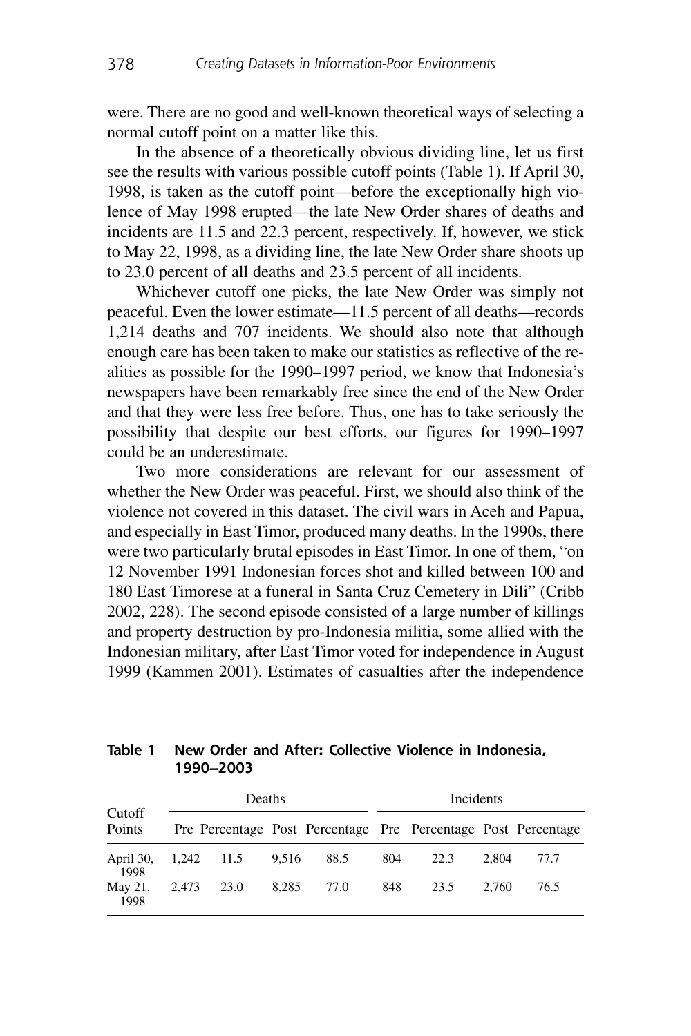were. There are no good and well-known theoretical ways of selecting a normal cutoff point on a matter like this.

In the absence of a theoretically obvious dividing line, let us first see the results with various possible cutoff points (Table 1). If April 30, 1998, is taken as the cutoff point—before the exceptionally high violence of May 1998 erupted—the late New Order shares of deaths and incidents are 11.5 and 22.3 percent, respectively. If, however, we stick to May 22, 1998, as a dividing line, the late New Order share shoots up to 23.0 percent of all deaths and 23.5 percent of all incidents.

Whichever cutoff one picks, the late New Order was simply not peaceful. Even the lower estimate—11.5 percent of all deaths—records 1,214 deaths and 707 incidents. We should also note that although enough care has been taken to make our statistics as reflective of the realities as possible for the 1990–1997 period, we know that Indonesia's newspapers have been remarkably free since the end of the New Order and that they were less free before. Thus, one has to take seriously the possibility that despite our best efforts, our figures for 1990–1997 could be an underestimate.

Two more considerations are relevant for our assessment of whether the New Order was peaceful. First, we should also think of the violence not covered in this dataset. The civil wars in Aceh and Papua, and especially in East Timor, produced many deaths. In the 1990s, there were two particularly brutal episodes in East Timor. In one of them, "on 12 November 1991 Indonesian forces shot and killed between 100 and 180 East Timorese at a funeral in Santa Cruz Cemetery in Dili" (Cribb 2002, 228). The second episode consisted of a large number of killings and property destruction by pro-Indonesia militia, some allied with the Indonesian military, after East Timor voted for independence in August 1999 (Kammen 2001). Estimates of casualties after the independence

**Table 1 New Order and After: Collective Violence in Indonesia, 1990–2003**

| Cutoff Points | Deaths | | | | Incidents | | | |
|---|---|---|---|---|---|---|---|---|
| | Pre | Percentage | Post | Percentage | Pre | Percentage | Post | Percentage |
| April 30, 1998 | 1,242 | 11.5 | 9,516 | 88.5 | 804 | 22.3 | 2,804 | 77.7 |
| May 21, 1998 | 2,473 | 23.0 | 8,285 | 77.0 | 848 | 23.5 | 2,760 | 76.5 |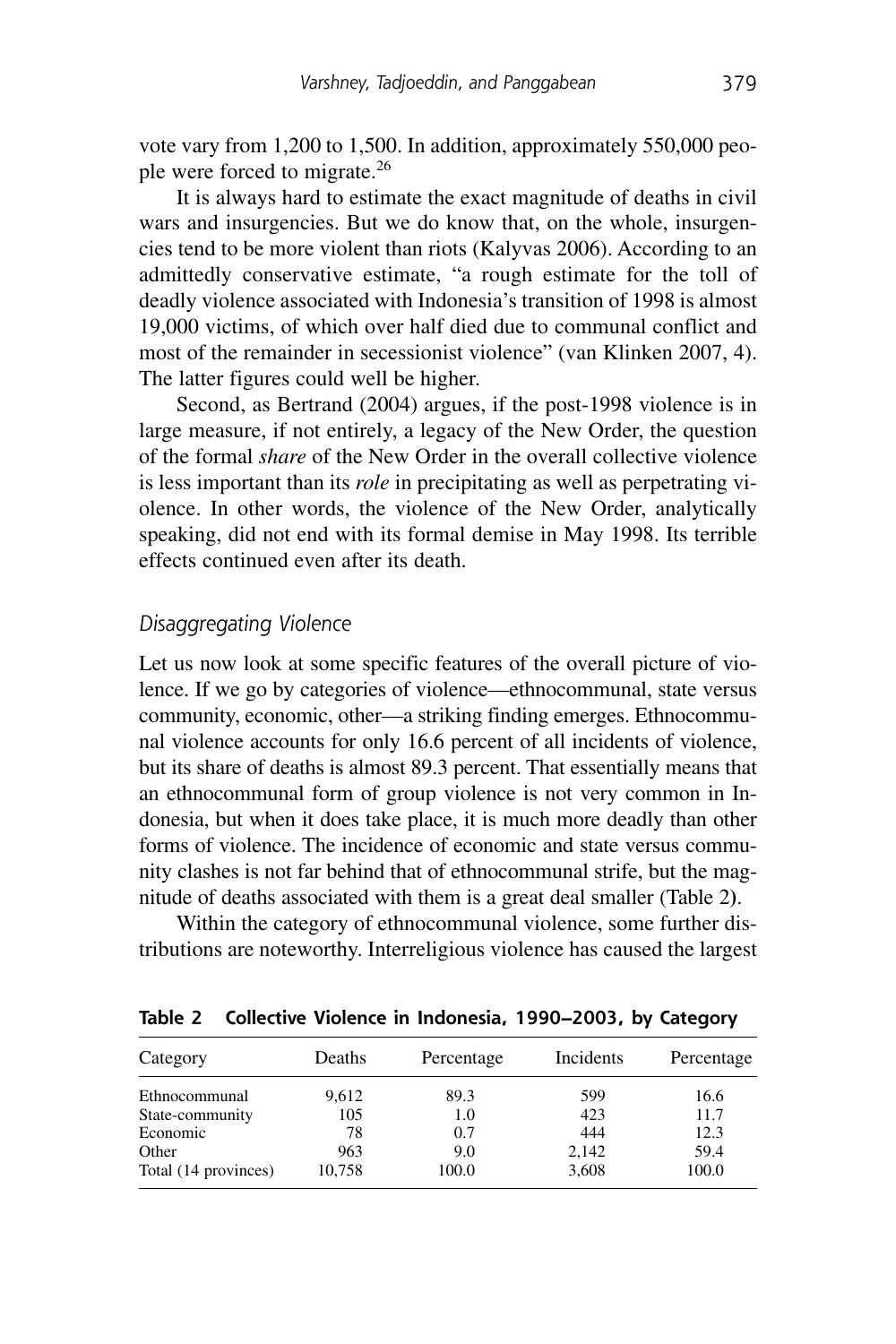vote vary from 1,200 to 1,500. In addition, approximately 550,000 people were forced to migrate.[26]

It is always hard to estimate the exact magnitude of deaths in civil wars and insurgencies. But we do know that, on the whole, insurgencies tend to be more violent than riots (Kalyvas 2006). According to an admittedly conservative estimate, "a rough estimate for the toll of deadly violence associated with Indonesia's transition of 1998 is almost 19,000 victims, of which over half died due to communal conflict and most of the remainder in secessionist violence" (van Klinken 2007, 4). The latter figures could well be higher.

Second, as Bertrand (2004) argues, if the post-1998 violence is in large measure, if not entirely, a legacy of the New Order, the question of the formal *share* of the New Order in the overall collective violence is less important than its *role* in precipitating as well as perpetrating violence. In other words, the violence of the New Order, analytically speaking, did not end with its formal demise in May 1998. Its terrible effects continued even after its death.

### Disaggregating Violence

Let us now look at some specific features of the overall picture of violence. If we go by categories of violence—ethnocommunal, state versus community, economic, other—a striking finding emerges. Ethnocommunal violence accounts for only 16.6 percent of all incidents of violence, but its share of deaths is almost 89.3 percent. That essentially means that an ethnocommunal form of group violence is not very common in Indonesia, but when it does take place, it is much more deadly than other forms of violence. The incidence of economic and state versus community clashes is not far behind that of ethnocommunal strife, but the magnitude of deaths associated with them is a great deal smaller (Table 2).

Within the category of ethnocommunal violence, some further distributions are noteworthy. Interreligious violence has caused the largest

**Table 2 Collective Violence in Indonesia, 1990–2003, by Category**

| Category | Deaths | Percentage | Incidents | Percentage |
|---|---|---|---|---|
| Ethnocommunal | 9,612 | 89.3 | 599 | 16.6 |
| State-community | 105 | 1.0 | 423 | 11.7 |
| Economic | 78 | 0.7 | 444 | 12.3 |
| Other | 963 | 9.0 | 2,142 | 59.4 |
| Total (14 provinces) | 10,758 | 100.0 | 3,608 | 100.0 |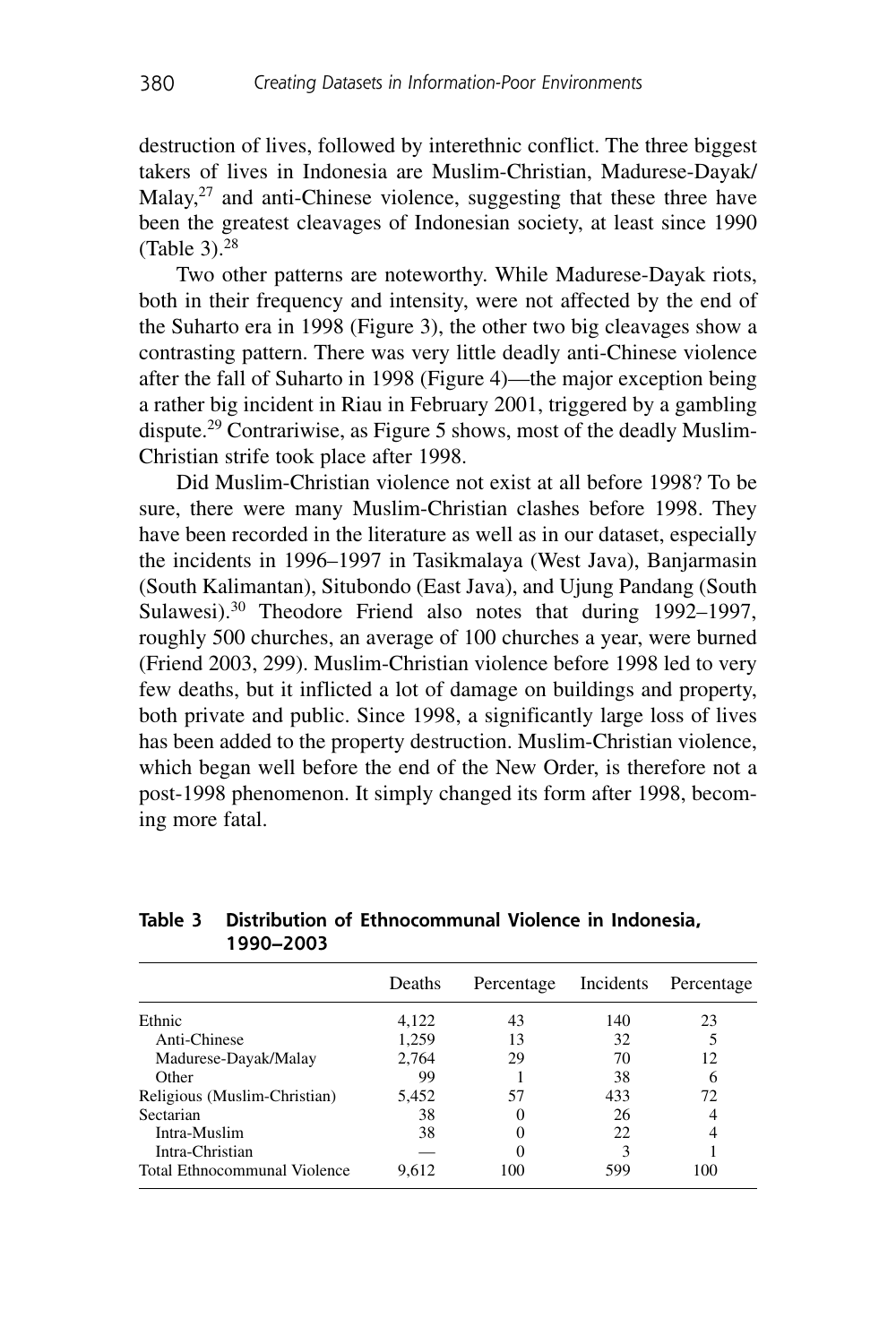destruction of lives, followed by interethnic conflict. The three biggest takers of lives in Indonesia are Muslim-Christian, Madurese-Dayak/Malay,[27] and anti-Chinese violence, suggesting that these three have been the greatest cleavages of Indonesian society, at least since 1990 (Table 3).[28]

Two other patterns are noteworthy. While Madurese-Dayak riots, both in their frequency and intensity, were not affected by the end of the Suharto era in 1998 (Figure 3), the other two big cleavages show a contrasting pattern. There was very little deadly anti-Chinese violence after the fall of Suharto in 1998 (Figure 4)—the major exception being a rather big incident in Riau in February 2001, triggered by a gambling dispute.[29] Contrariwise, as Figure 5 shows, most of the deadly Muslim-Christian strife took place after 1998.

Did Muslim-Christian violence not exist at all before 1998? To be sure, there were many Muslim-Christian clashes before 1998. They have been recorded in the literature as well as in our dataset, especially the incidents in 1996–1997 in Tasikmalaya (West Java), Banjarmasin (South Kalimantan), Situbondo (East Java), and Ujung Pandang (South Sulawesi).[30] Theodore Friend also notes that during 1992–1997, roughly 500 churches, an average of 100 churches a year, were burned (Friend 2003, 299). Muslim-Christian violence before 1998 led to very few deaths, but it inflicted a lot of damage on buildings and property, both private and public. Since 1998, a significantly large loss of lives has been added to the property destruction. Muslim-Christian violence, which began well before the end of the New Order, is therefore not a post-1998 phenomenon. It simply changed its form after 1998, becoming more fatal.

**Table 3 Distribution of Ethnocommunal Violence in Indonesia, 1990–2003**

| | Deaths | Percentage | Incidents | Percentage |
|---|---|---|---|---|
| Ethnic | 4,122 | 43 | 140 | 23 |
| Anti-Chinese | 1,259 | 13 | 32 | 5 |
| Madurese-Dayak/Malay | 2,764 | 29 | 70 | 12 |
| Other | 99 | 1 | 38 | 6 |
| Religious (Muslim-Christian) | 5,452 | 57 | 433 | 72 |
| Sectarian | 38 | 0 | 26 | 4 |
| Intra-Muslim | 38 | 0 | 22 | 4 |
| Intra-Christian | — | 0 | 3 | 1 |
| Total Ethnocommunal Violence | 9,612 | 100 | 599 | 100 |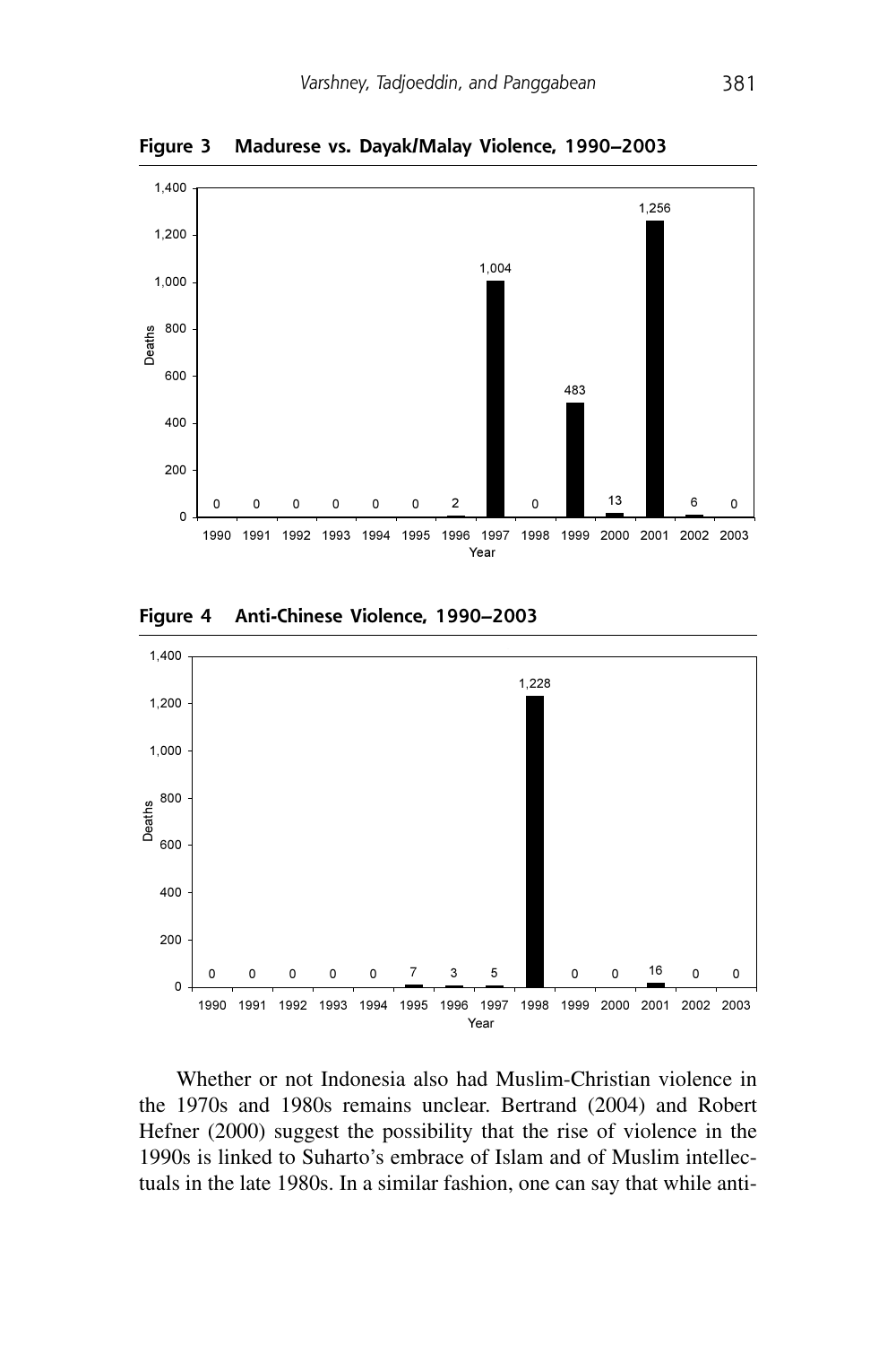**Figure 3 Madurese vs. Dayak/Malay Violence, 1990–2003**

| Year | Deaths |
|---|---|
| 1990 | 0 |
| 1991 | 0 |
| 1992 | 0 |
| 1993 | 0 |
| 1994 | 0 |
| 1995 | 0 |
| 1996 | 2 |
| 1997 | 1,004 |
| 1998 | 0 |
| 1999 | 483 |
| 2000 | 13 |
| 2001 | 1,256 |
| 2002 | 6 |
| 2003 | 0 |

**Figure 4 Anti-Chinese Violence, 1990–2003**

| Year | Deaths |
|---|---|
| 1990 | 0 |
| 1991 | 0 |
| 1992 | 0 |
| 1993 | 0 |
| 1994 | 0 |
| 1995 | 7 |
| 1996 | 3 |
| 1997 | 5 |
| 1998 | 1,228 |
| 1999 | 0 |
| 2000 | 0 |
| 2001 | 16 |
| 2002 | 0 |
| 2003 | 0 |

Whether or not Indonesia also had Muslim-Christian violence in the 1970s and 1980s remains unclear. Bertrand (2004) and Robert Hefner (2000) suggest the possibility that the rise of violence in the 1990s is linked to Suharto's embrace of Islam and of Muslim intellectuals in the late 1980s. In a similar fashion, one can say that while anti-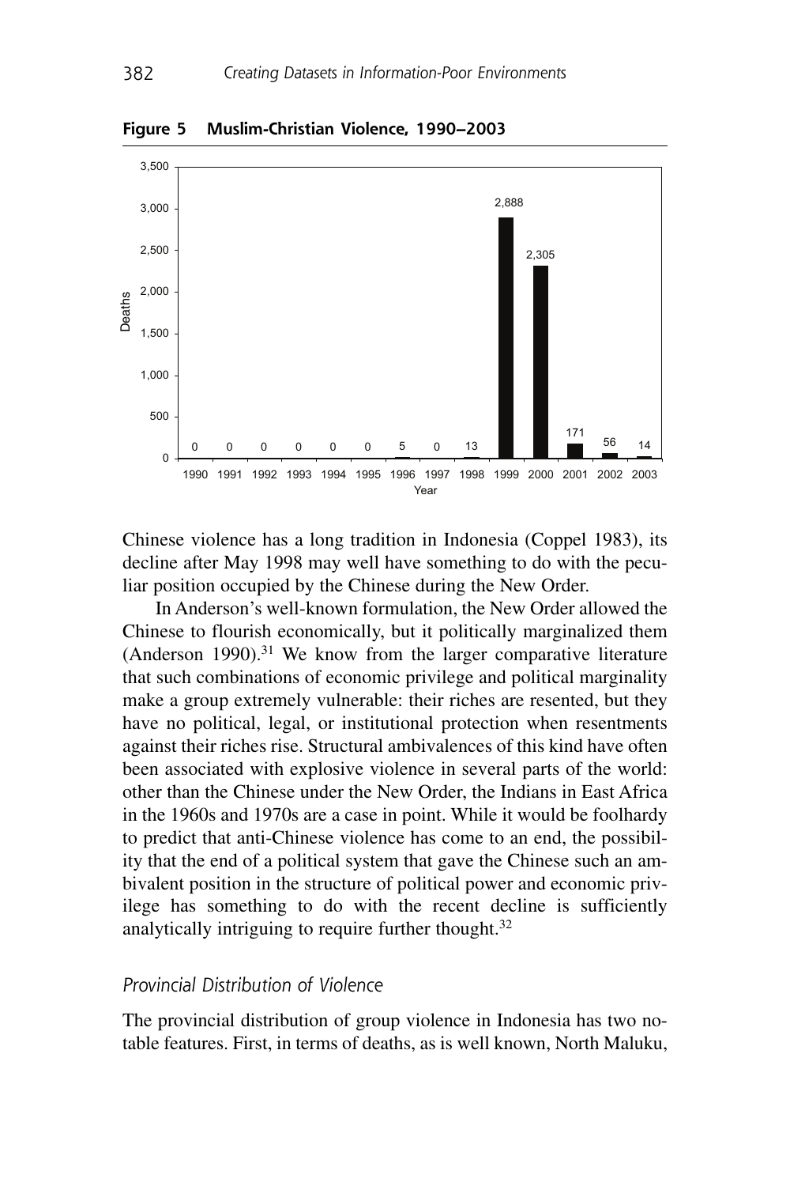**Figure 5 Muslim-Christian Violence, 1990–2003**

| Year | Deaths |
|---|---|
| 1990 | 0 |
| 1991 | 0 |
| 1992 | 0 |
| 1993 | 0 |
| 1994 | 0 |
| 1995 | 0 |
| 1996 | 5 |
| 1997 | 0 |
| 1998 | 13 |
| 1999 | 2,888 |
| 2000 | 2,305 |
| 2001 | 171 |
| 2002 | 56 |
| 2003 | 14 |

Chinese violence has a long tradition in Indonesia (Coppel 1983), its decline after May 1998 may well have something to do with the peculiar position occupied by the Chinese during the New Order.

In Anderson's well-known formulation, the New Order allowed the Chinese to flourish economically, but it politically marginalized them (Anderson 1990).[31] We know from the larger comparative literature that such combinations of economic privilege and political marginality make a group extremely vulnerable: their riches are resented, but they have no political, legal, or institutional protection when resentments against their riches rise. Structural ambivalences of this kind have often been associated with explosive violence in several parts of the world: other than the Chinese under the New Order, the Indians in East Africa in the 1960s and 1970s are a case in point. While it would be foolhardy to predict that anti-Chinese violence has come to an end, the possibility that the end of a political system that gave the Chinese such an ambivalent position in the structure of political power and economic privilege has something to do with the recent decline is sufficiently analytically intriguing to require further thought.[32]

### *Provincial Distribution of Violence*

The provincial distribution of group violence in Indonesia has two notable features. First, in terms of deaths, as is well known, North Maluku,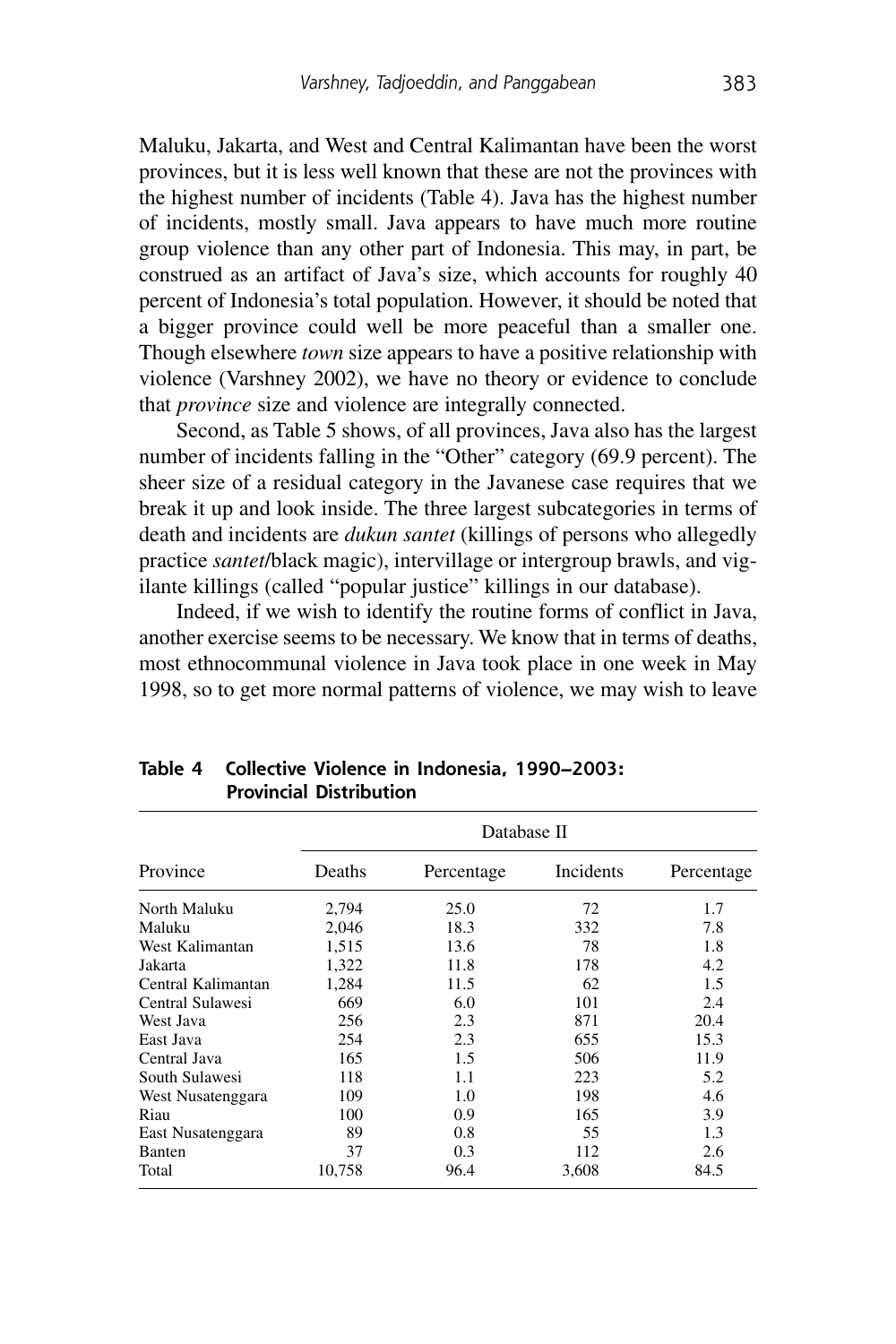Maluku, Jakarta, and West and Central Kalimantan have been the worst provinces, but it is less well known that these are not the provinces with the highest number of incidents (Table 4). Java has the highest number of incidents, mostly small. Java appears to have much more routine group violence than any other part of Indonesia. This may, in part, be construed as an artifact of Java's size, which accounts for roughly 40 percent of Indonesia's total population. However, it should be noted that a bigger province could well be more peaceful than a smaller one. Though elsewhere *town* size appears to have a positive relationship with violence (Varshney 2002), we have no theory or evidence to conclude that *province* size and violence are integrally connected.

Second, as Table 5 shows, of all provinces, Java also has the largest number of incidents falling in the "Other" category (69.9 percent). The sheer size of a residual category in the Javanese case requires that we break it up and look inside. The three largest subcategories in terms of death and incidents are *dukun santet* (killings of persons who allegedly practice *santet*/black magic), intervillage or intergroup brawls, and vigilante killings (called "popular justice" killings in our database).

Indeed, if we wish to identify the routine forms of conflict in Java, another exercise seems to be necessary. We know that in terms of deaths, most ethnocommunal violence in Java took place in one week in May 1998, so to get more normal patterns of violence, we may wish to leave

**Table 4 Collective Violence in Indonesia, 1990–2003: Provincial Distribution**

| | Database II | | | |
|---|---|---|---|---|
| Province | Deaths | Percentage | Incidents | Percentage |
| North Maluku | 2,794 | 25.0 | 72 | 1.7 |
| Maluku | 2,046 | 18.3 | 332 | 7.8 |
| West Kalimantan | 1,515 | 13.6 | 78 | 1.8 |
| Jakarta | 1,322 | 11.8 | 178 | 4.2 |
| Central Kalimantan | 1,284 | 11.5 | 62 | 1.5 |
| Central Sulawesi | 669 | 6.0 | 101 | 2.4 |
| West Java | 256 | 2.3 | 871 | 20.4 |
| East Java | 254 | 2.3 | 655 | 15.3 |
| Central Java | 165 | 1.5 | 506 | 11.9 |
| South Sulawesi | 118 | 1.1 | 223 | 5.2 |
| West Nusatenggara | 109 | 1.0 | 198 | 4.6 |
| Riau | 100 | 0.9 | 165 | 3.9 |
| East Nusatenggara | 89 | 0.8 | 55 | 1.3 |
| Banten | 37 | 0.3 | 112 | 2.6 |
| Total | 10,758 | 96.4 | 3,608 | 84.5 |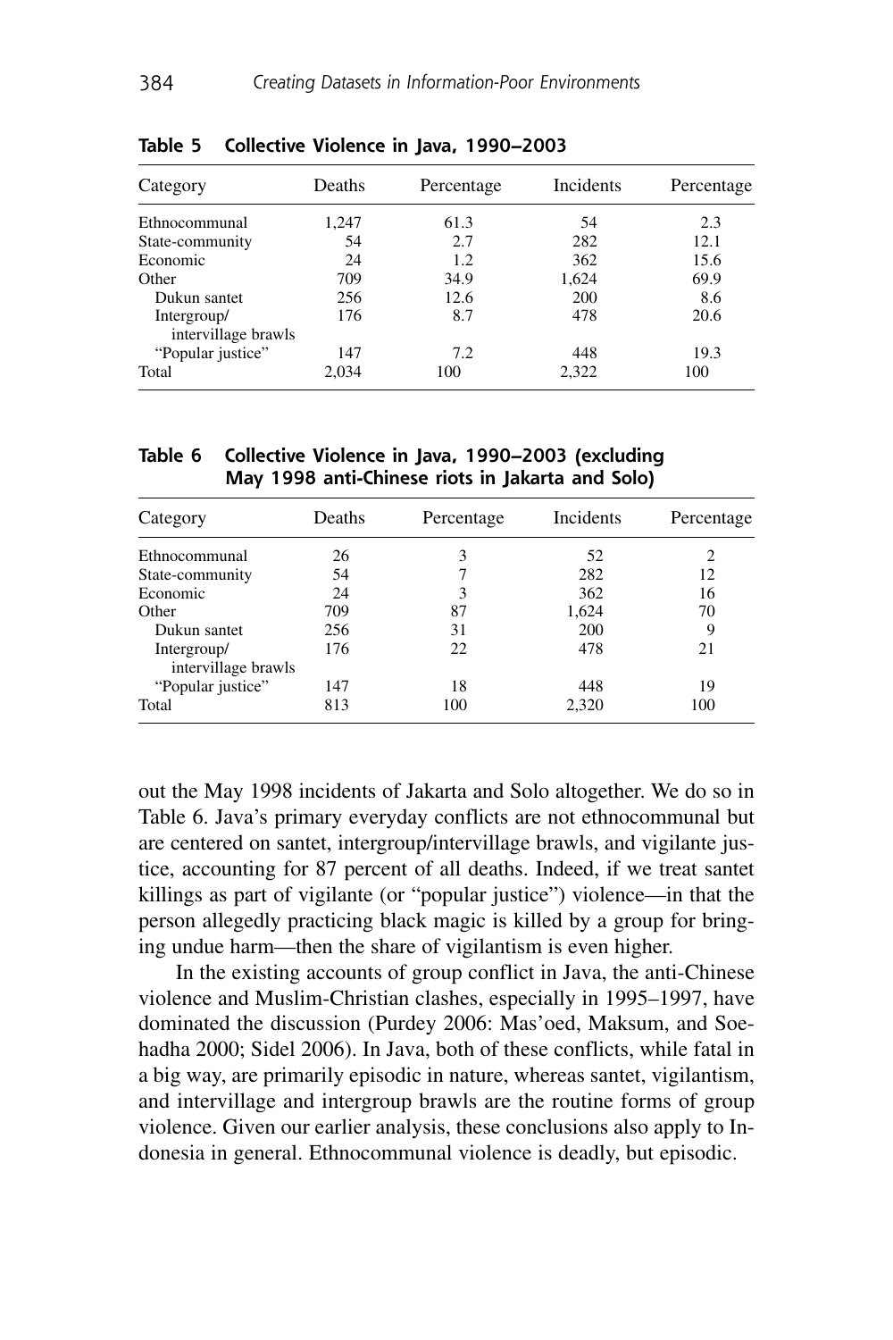**Table 5 Collective Violence in Java, 1990–2003**

| Category | Deaths | Percentage | Incidents | Percentage |
|---|---|---|---|---|
| Ethnocommunal | 1,247 | 61.3 | 54 | 2.3 |
| State-community | 54 | 2.7 | 282 | 12.1 |
| Economic | 24 | 1.2 | 362 | 15.6 |
| Other | 709 | 34.9 | 1,624 | 69.9 |
| Dukun santet | 256 | 12.6 | 200 | 8.6 |
| Intergroup/ intervillage brawls | 176 | 8.7 | 478 | 20.6 |
| "Popular justice" | 147 | 7.2 | 448 | 19.3 |
| Total | 2,034 | 100 | 2,322 | 100 |

**Table 6 Collective Violence in Java, 1990–2003 (excluding May 1998 anti-Chinese riots in Jakarta and Solo)**

| Category | Deaths | Percentage | Incidents | Percentage |
|---|---|---|---|---|
| Ethnocommunal | 26 | 3 | 52 | 2 |
| State-community | 54 | 7 | 282 | 12 |
| Economic | 24 | 3 | 362 | 16 |
| Other | 709 | 87 | 1,624 | 70 |
| Dukun santet | 256 | 31 | 200 | 9 |
| Intergroup/ intervillage brawls | 176 | 22 | 478 | 21 |
| "Popular justice" | 147 | 18 | 448 | 19 |
| Total | 813 | 100 | 2,320 | 100 |

out the May 1998 incidents of Jakarta and Solo altogether. We do so in Table 6. Java's primary everyday conflicts are not ethnocommunal but are centered on santet, intergroup/intervillage brawls, and vigilante justice, accounting for 87 percent of all deaths. Indeed, if we treat santet killings as part of vigilante (or "popular justice") violence—in that the person allegedly practicing black magic is killed by a group for bringing undue harm—then the share of vigilantism is even higher.

In the existing accounts of group conflict in Java, the anti-Chinese violence and Muslim-Christian clashes, especially in 1995–1997, have dominated the discussion (Purdey 2006: Mas'oed, Maksum, and Soehadha 2000; Sidel 2006). In Java, both of these conflicts, while fatal in a big way, are primarily episodic in nature, whereas santet, vigilantism, and intervillage and intergroup brawls are the routine forms of group violence. Given our earlier analysis, these conclusions also apply to Indonesia in general. Ethnocommunal violence is deadly, but episodic.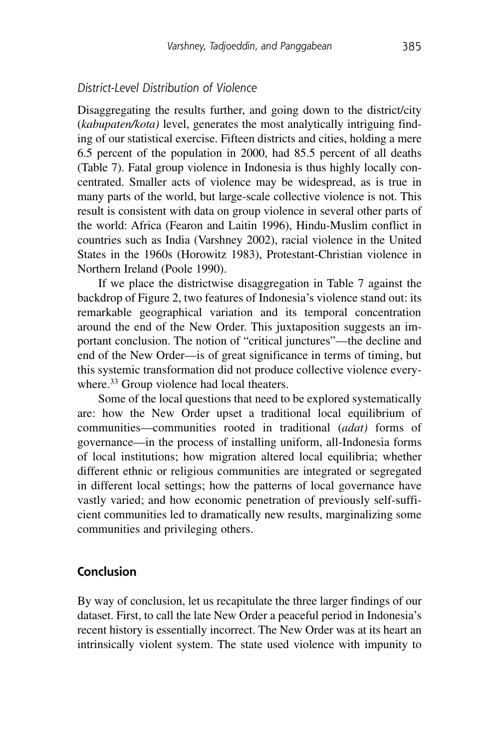### *District-Level Distribution of Violence*

Disaggregating the results further, and going down to the district/city (*kabupaten/kota)* level, generates the most analytically intriguing finding of our statistical exercise. Fifteen districts and cities, holding a mere 6.5 percent of the population in 2000, had 85.5 percent of all deaths (Table 7). Fatal group violence in Indonesia is thus highly locally concentrated. Smaller acts of violence may be widespread, as is true in many parts of the world, but large-scale collective violence is not. This result is consistent with data on group violence in several other parts of the world: Africa (Fearon and Laitin 1996), Hindu-Muslim conflict in countries such as India (Varshney 2002), racial violence in the United States in the 1960s (Horowitz 1983), Protestant-Christian violence in Northern Ireland (Poole 1990).

If we place the districtwise disaggregation in Table 7 against the backdrop of Figure 2, two features of Indonesia's violence stand out: its remarkable geographical variation and its temporal concentration around the end of the New Order. This juxtaposition suggests an important conclusion. The notion of "critical junctures"—the decline and end of the New Order—is of great significance in terms of timing, but this systemic transformation did not produce collective violence everywhere.[33] Group violence had local theaters.

Some of the local questions that need to be explored systematically are: how the New Order upset a traditional local equilibrium of communities—communities rooted in traditional (*adat)* forms of governance—in the process of installing uniform, all-Indonesia forms of local institutions; how migration altered local equilibria; whether different ethnic or religious communities are integrated or segregated in different local settings; how the patterns of local governance have vastly varied; and how economic penetration of previously self-sufficient communities led to dramatically new results, marginalizing some communities and privileging others.

## Conclusion

By way of conclusion, let us recapitulate the three larger findings of our dataset. First, to call the late New Order a peaceful period in Indonesia's recent history is essentially incorrect. The New Order was at its heart an intrinsically violent system. The state used violence with impunity to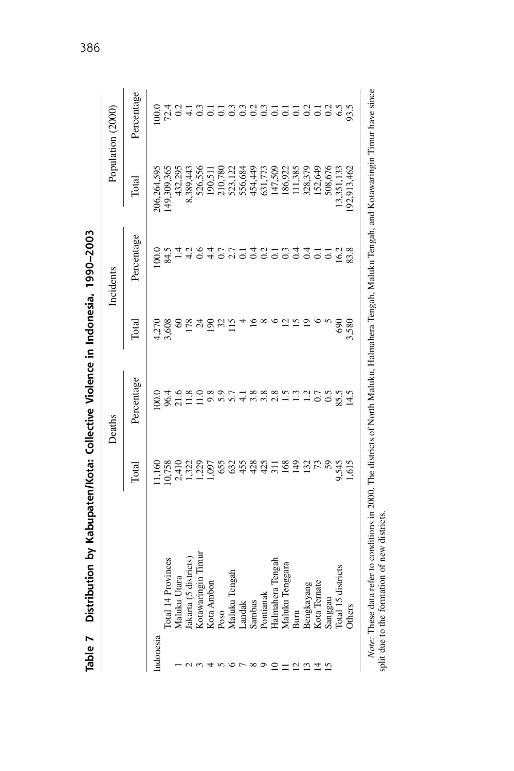**Table 7 Distribution by Kabupaten/Kota: Collective Violence in Indonesia, 1990–2003**

| | | Deaths | | Incidents | | Population (2000) | |
|---|---|---|---|---|---|---|---|
| | | Total | Percentage | Total | Percentage | Total | Percentage |
| Indonesia | | 11,160 | 100.0 | 4,270 | 100.0 | 206,264,595 | 100.0 |
| | Total 14 Provinces | 10,758 | 96.4 | 3,608 | 84.5 | 149,309,365 | 72.4 |
| 1 | Maluku Utara | 2,410 | 21.6 | 60 | 1.4 | 432,295 | 0.2 |
| 2 | Jakarta (5 districts) | 1,322 | 11.8 | 178 | 4.2 | 8,389,443 | 4.1 |
| 3 | Kotawaringin Timur | 1,229 | 11.0 | 24 | 0.6 | 526,556 | 0.3 |
| 4 | Kota Ambon | 1,097 | 9.8 | 190 | 4.4 | 190,511 | 0.1 |
| 5 | Poso | 655 | 5.9 | 32 | 0.7 | 210,780 | 0.1 |
| 6 | Maluku Tengah | 632 | 5.7 | 115 | 2.7 | 523,122 | 0.3 |
| 7 | Landak | 455 | 4.1 | 4 | 0.1 | 556,684 | 0.3 |
| 8 | Sambas | 428 | 3.8 | 16 | 0.4 | 454,449 | 0.2 |
| 9 | Pontianak | 425 | 3.8 | 8 | 0.2 | 631,773 | 0.3 |
| 10 | Halmahera Tengah | 311 | 2.8 | 6 | 0.1 | 147,509 | 0.1 |
| 11 | Maluku Tenggara | 168 | 1.5 | 12 | 0.3 | 186,922 | 0.1 |
| 12 | Buru | 149 | 1.3 | 15 | 0.4 | 111,385 | 0.1 |
| 13 | Bengkayang | 132 | 1.2 | 19 | 0.4 | 328,379 | 0.2 |
| 14 | Kota Ternate | 73 | 0.7 | 6 | 0.1 | 152,649 | 0.1 |
| 15 | Sanggau | 59 | 0.5 | 5 | 0.1 | 508,676 | 0.2 |
| | Total 15 districts | 9,545 | 85.5 | 690 | 16.2 | 13,351,133 | 6.5 |
| | Others | 1,615 | 14.5 | 3,580 | 83.8 | 192,913,462 | 93.5 |

*Note:* These data refer to conditions in 2000. The districts of North Maluku, Halmahera Tengah, Maluku Tengah, and Kotawaringin Timur have since split due to the formation of new districts.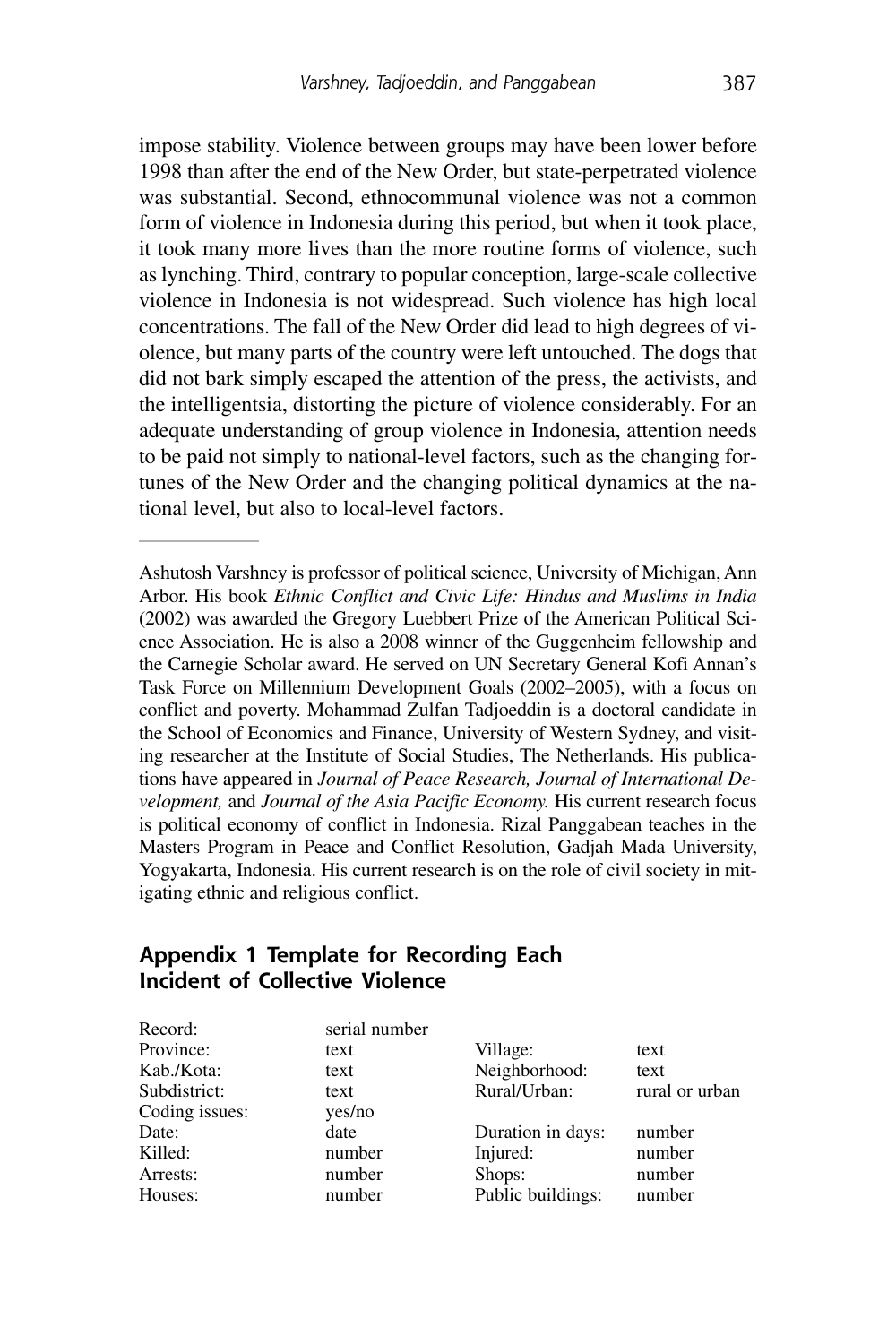impose stability. Violence between groups may have been lower before 1998 than after the end of the New Order, but state-perpetrated violence was substantial. Second, ethnocommunal violence was not a common form of violence in Indonesia during this period, but when it took place, it took many more lives than the more routine forms of violence, such as lynching. Third, contrary to popular conception, large-scale collective violence in Indonesia is not widespread. Such violence has high local concentrations. The fall of the New Order did lead to high degrees of violence, but many parts of the country were left untouched. The dogs that did not bark simply escaped the attention of the press, the activists, and the intelligentsia, distorting the picture of violence considerably. For an adequate understanding of group violence in Indonesia, attention needs to be paid not simply to national-level factors, such as the changing fortunes of the New Order and the changing political dynamics at the national level, but also to local-level factors.

---

Ashutosh Varshney is professor of political science, University of Michigan, Ann Arbor. His book *Ethnic Conflict and Civic Life: Hindus and Muslims in India* (2002) was awarded the Gregory Luebbert Prize of the American Political Science Association. He is also a 2008 winner of the Guggenheim fellowship and the Carnegie Scholar award. He served on UN Secretary General Kofi Annan's Task Force on Millennium Development Goals (2002–2005), with a focus on conflict and poverty. Mohammad Zulfan Tadjoeddin is a doctoral candidate in the School of Economics and Finance, University of Western Sydney, and visiting researcher at the Institute of Social Studies, The Netherlands. His publications have appeared in *Journal of Peace Research, Journal of International Development,* and *Journal of the Asia Pacific Economy.* His current research focus is political economy of conflict in Indonesia. Rizal Panggabean teaches in the Masters Program in Peace and Conflict Resolution, Gadjah Mada University, Yogyakarta, Indonesia. His current research is on the role of civil society in mitigating ethnic and religious conflict.

## Appendix 1 Template for Recording Each Incident of Collective Violence

| | | | |
|---|---|---|---|
| Record: | serial number | | |
| Province: | text | Village: | text |
| Kab./Kota: | text | Neighborhood: | text |
| Subdistrict: | text | Rural/Urban: | rural or urban |
| Coding issues: | yes/no | | |
| Date: | date | Duration in days: | number |
| Killed: | number | Injured: | number |
| Arrests: | number | Shops: | number |
| Houses: | number | Public buildings: | number |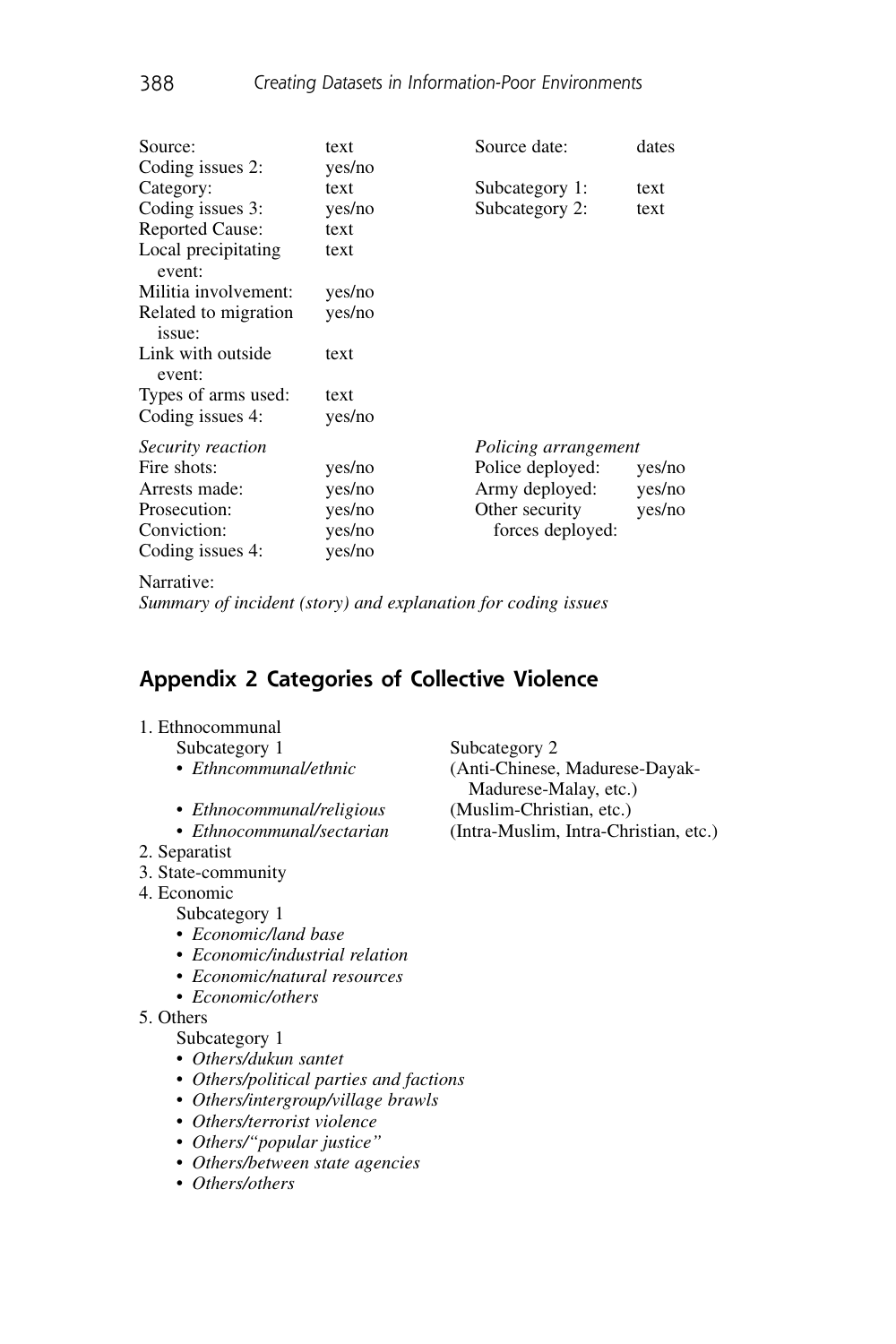| | | | |
|---|---|---|---|
| Source: | text | Source date: | dates |
| Coding issues 2: | yes/no | | |
| Category: | text | Subcategory 1: | text |
| Coding issues 3: | yes/no | Subcategory 2: | text |
| Reported Cause: | text | | |
| Local precipitating event: | text | | |
| Militia involvement: | yes/no | | |
| Related to migration issue: | yes/no | | |
| Link with outside event: | text | | |
| Types of arms used: | text | | |
| Coding issues 4: | yes/no | | |
| *Security reaction* | | *Policing arrangement* | |
| Fire shots: | yes/no | Police deployed: | yes/no |
| Arrests made: | yes/no | Army deployed: | yes/no |
| Prosecution: | yes/no | Other security forces deployed: | yes/no |
| Conviction: | yes/no | | |
| Coding issues 4: | yes/no | | |

Narrative:
*Summary of incident (story) and explanation for coding issues*

## Appendix 2 Categories of Collective Violence

1. Ethnocommunal

| Subcategory 1 | Subcategory 2 |
|---|---|
| • *Ethncommunal/ethnic* | (Anti-Chinese, Madurese-Dayak-Madurese-Malay, etc.) |
| • *Ethnocommunal/religious* | (Muslim-Christian, etc.) |
| • *Ethnocommunal/sectarian* | (Intra-Muslim, Intra-Christian, etc.) |

2. Separatist
3. State-community
4. Economic
   - Subcategory 1
   - *Economic/land base*
   - *Economic/industrial relation*
   - *Economic/natural resources*
   - *Economic/others*
5. Others
   - Subcategory 1
   - *Others/dukun santet*
   - *Others/political parties and factions*
   - *Others/intergroup/village brawls*
   - *Others/terrorist violence*
   - *Others/"popular justice"*
   - *Others/between state agencies*
   - *Others/others*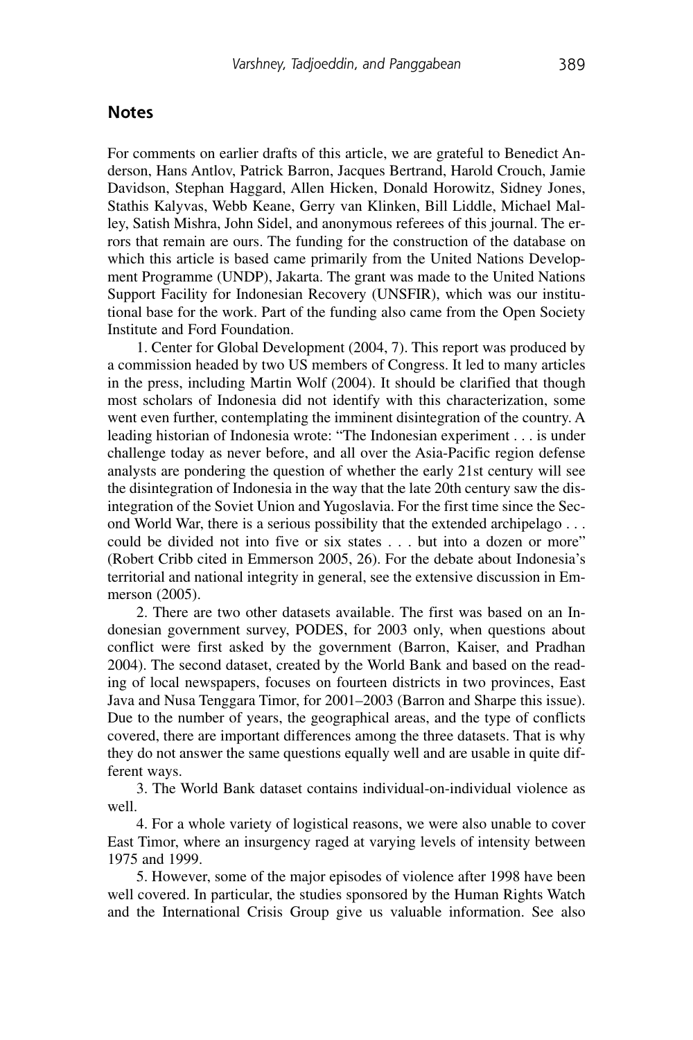## Notes

For comments on earlier drafts of this article, we are grateful to Benedict Anderson, Hans Antlov, Patrick Barron, Jacques Bertrand, Harold Crouch, Jamie Davidson, Stephan Haggard, Allen Hicken, Donald Horowitz, Sidney Jones, Stathis Kalyvas, Webb Keane, Gerry van Klinken, Bill Liddle, Michael Malley, Satish Mishra, John Sidel, and anonymous referees of this journal. The errors that remain are ours. The funding for the construction of the database on which this article is based came primarily from the United Nations Development Programme (UNDP), Jakarta. The grant was made to the United Nations Support Facility for Indonesian Recovery (UNSFIR), which was our institutional base for the work. Part of the funding also came from the Open Society Institute and Ford Foundation.

1. Center for Global Development (2004, 7). This report was produced by a commission headed by two US members of Congress. It led to many articles in the press, including Martin Wolf (2004). It should be clarified that though most scholars of Indonesia did not identify with this characterization, some went even further, contemplating the imminent disintegration of the country. A leading historian of Indonesia wrote: "The Indonesian experiment . . . is under challenge today as never before, and all over the Asia-Pacific region defense analysts are pondering the question of whether the early 21st century will see the disintegration of Indonesia in the way that the late 20th century saw the disintegration of the Soviet Union and Yugoslavia. For the first time since the Second World War, there is a serious possibility that the extended archipelago . . . could be divided not into five or six states . . . but into a dozen or more" (Robert Cribb cited in Emmerson 2005, 26). For the debate about Indonesia's territorial and national integrity in general, see the extensive discussion in Emmerson (2005).

2. There are two other datasets available. The first was based on an Indonesian government survey, PODES, for 2003 only, when questions about conflict were first asked by the government (Barron, Kaiser, and Pradhan 2004). The second dataset, created by the World Bank and based on the reading of local newspapers, focuses on fourteen districts in two provinces, East Java and Nusa Tenggara Timor, for 2001–2003 (Barron and Sharpe this issue). Due to the number of years, the geographical areas, and the type of conflicts covered, there are important differences among the three datasets. That is why they do not answer the same questions equally well and are usable in quite different ways.

3. The World Bank dataset contains individual-on-individual violence as well.

4. For a whole variety of logistical reasons, we were also unable to cover East Timor, where an insurgency raged at varying levels of intensity between 1975 and 1999.

5. However, some of the major episodes of violence after 1998 have been well covered. In particular, the studies sponsored by the Human Rights Watch and the International Crisis Group give us valuable information. See also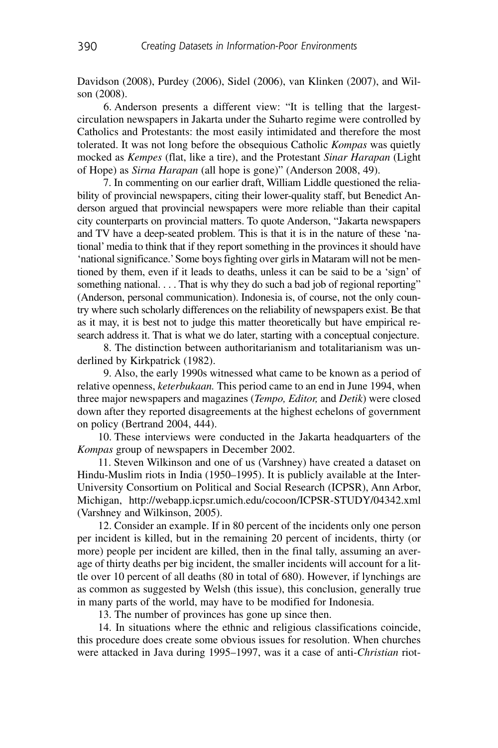Davidson (2008), Purdey (2006), Sidel (2006), van Klinken (2007), and Wilson (2008).

6. Anderson presents a different view: "It is telling that the largest-circulation newspapers in Jakarta under the Suharto regime were controlled by Catholics and Protestants: the most easily intimidated and therefore the most tolerated. It was not long before the obsequious Catholic *Kompas* was quietly mocked as *Kempes* (flat, like a tire), and the Protestant *Sinar Harapan* (Light of Hope) as *Sirna Harapan* (all hope is gone)" (Anderson 2008, 49).

7. In commenting on our earlier draft, William Liddle questioned the reliability of provincial newspapers, citing their lower-quality staff, but Benedict Anderson argued that provincial newspapers were more reliable than their capital city counterparts on provincial matters. To quote Anderson, "Jakarta newspapers and TV have a deep-seated problem. This is that it is in the nature of these 'national' media to think that if they report something in the provinces it should have 'national significance.' Some boys fighting over girls in Mataram will not be mentioned by them, even if it leads to deaths, unless it can be said to be a 'sign' of something national. . . . That is why they do such a bad job of regional reporting" (Anderson, personal communication). Indonesia is, of course, not the only country where such scholarly differences on the reliability of newspapers exist. Be that as it may, it is best not to judge this matter theoretically but have empirical research address it. That is what we do later, starting with a conceptual conjecture.

8. The distinction between authoritarianism and totalitarianism was underlined by Kirkpatrick (1982).

9. Also, the early 1990s witnessed what came to be known as a period of relative openness, *keterbukaan.* This period came to an end in June 1994, when three major newspapers and magazines (*Tempo, Editor,* and *Detik*) were closed down after they reported disagreements at the highest echelons of government on policy (Bertrand 2004, 444).

10. These interviews were conducted in the Jakarta headquarters of the *Kompas* group of newspapers in December 2002.

11. Steven Wilkinson and one of us (Varshney) have created a dataset on Hindu-Muslim riots in India (1950–1995). It is publicly available at the Inter-University Consortium on Political and Social Research (ICPSR), Ann Arbor, Michigan, http://webapp.icpsr.umich.edu/cocoon/ICPSR-STUDY/04342.xml (Varshney and Wilkinson, 2005).

12. Consider an example. If in 80 percent of the incidents only one person per incident is killed, but in the remaining 20 percent of incidents, thirty (or more) people per incident are killed, then in the final tally, assuming an average of thirty deaths per big incident, the smaller incidents will account for a little over 10 percent of all deaths (80 in total of 680). However, if lynchings are as common as suggested by Welsh (this issue), this conclusion, generally true in many parts of the world, may have to be modified for Indonesia.

13. The number of provinces has gone up since then.

14. In situations where the ethnic and religious classifications coincide, this procedure does create some obvious issues for resolution. When churches were attacked in Java during 1995–1997, was it a case of anti-*Christian* riot-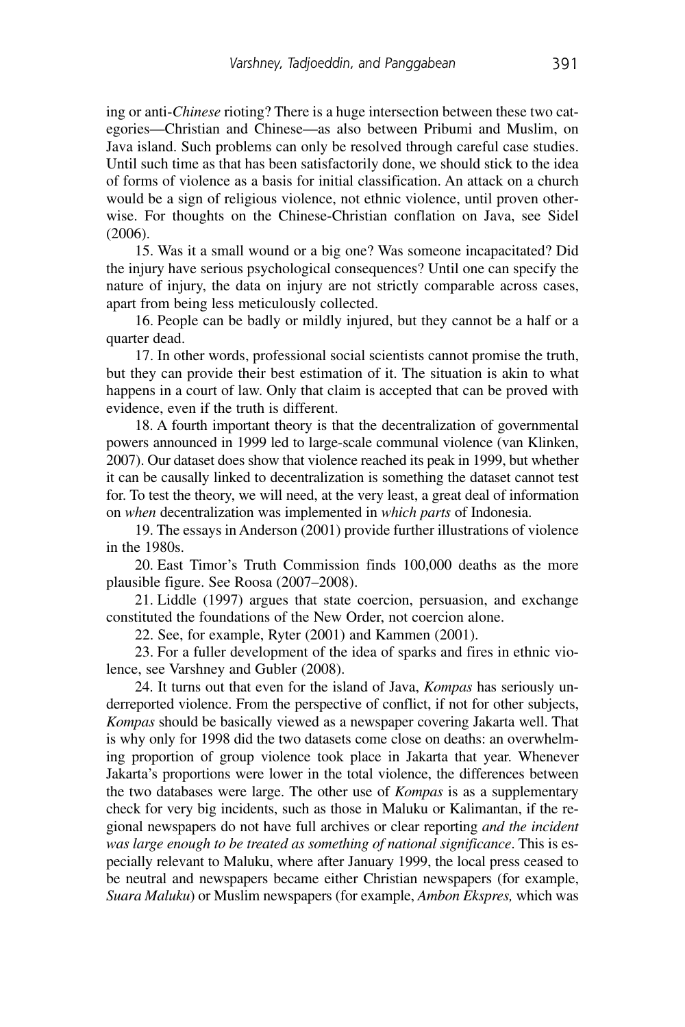ing or anti-*Chinese* rioting? There is a huge intersection between these two categories—Christian and Chinese—as also between Pribumi and Muslim, on Java island. Such problems can only be resolved through careful case studies. Until such time as that has been satisfactorily done, we should stick to the idea of forms of violence as a basis for initial classification. An attack on a church would be a sign of religious violence, not ethnic violence, until proven otherwise. For thoughts on the Chinese-Christian conflation on Java, see Sidel (2006).

15. Was it a small wound or a big one? Was someone incapacitated? Did the injury have serious psychological consequences? Until one can specify the nature of injury, the data on injury are not strictly comparable across cases, apart from being less meticulously collected.

16. People can be badly or mildly injured, but they cannot be a half or a quarter dead.

17. In other words, professional social scientists cannot promise the truth, but they can provide their best estimation of it. The situation is akin to what happens in a court of law. Only that claim is accepted that can be proved with evidence, even if the truth is different.

18. A fourth important theory is that the decentralization of governmental powers announced in 1999 led to large-scale communal violence (van Klinken, 2007). Our dataset does show that violence reached its peak in 1999, but whether it can be causally linked to decentralization is something the dataset cannot test for. To test the theory, we will need, at the very least, a great deal of information on *when* decentralization was implemented in *which parts* of Indonesia.

19. The essays in Anderson (2001) provide further illustrations of violence in the 1980s.

20. East Timor's Truth Commission finds 100,000 deaths as the more plausible figure. See Roosa (2007–2008).

21. Liddle (1997) argues that state coercion, persuasion, and exchange constituted the foundations of the New Order, not coercion alone.

22. See, for example, Ryter (2001) and Kammen (2001).

23. For a fuller development of the idea of sparks and fires in ethnic violence, see Varshney and Gubler (2008).

24. It turns out that even for the island of Java, *Kompas* has seriously underreported violence. From the perspective of conflict, if not for other subjects, *Kompas* should be basically viewed as a newspaper covering Jakarta well. That is why only for 1998 did the two datasets come close on deaths: an overwhelming proportion of group violence took place in Jakarta that year. Whenever Jakarta's proportions were lower in the total violence, the differences between the two databases were large. The other use of *Kompas* is as a supplementary check for very big incidents, such as those in Maluku or Kalimantan, if the regional newspapers do not have full archives or clear reporting *and the incident was large enough to be treated as something of national significance*. This is especially relevant to Maluku, where after January 1999, the local press ceased to be neutral and newspapers became either Christian newspapers (for example, *Suara Maluku*) or Muslim newspapers (for example, *Ambon Ekspres,* which was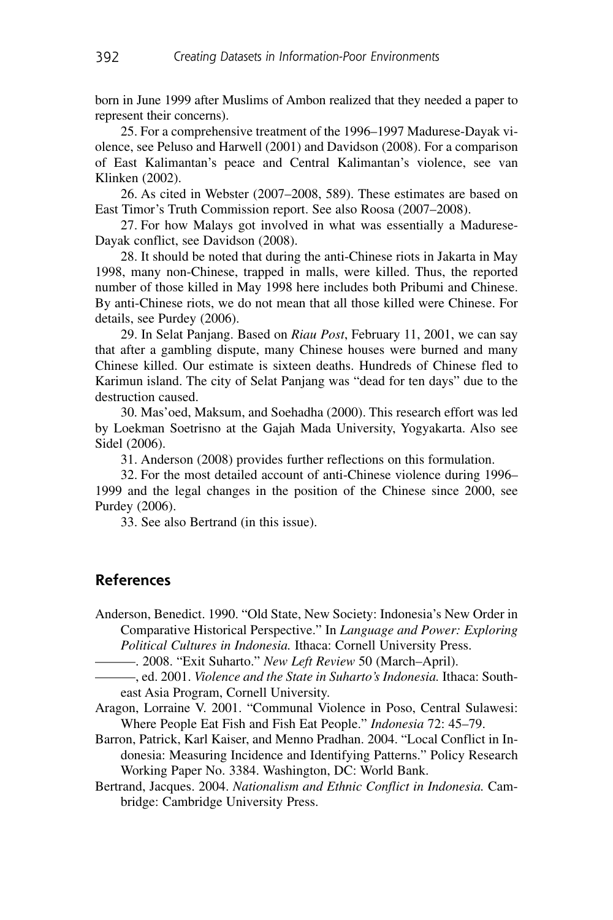born in June 1999 after Muslims of Ambon realized that they needed a paper to represent their concerns).

25. For a comprehensive treatment of the 1996–1997 Madurese-Dayak violence, see Peluso and Harwell (2001) and Davidson (2008). For a comparison of East Kalimantan's peace and Central Kalimantan's violence, see van Klinken (2002).

26. As cited in Webster (2007–2008, 589). These estimates are based on East Timor's Truth Commission report. See also Roosa (2007–2008).

27. For how Malays got involved in what was essentially a Madurese-Dayak conflict, see Davidson (2008).

28. It should be noted that during the anti-Chinese riots in Jakarta in May 1998, many non-Chinese, trapped in malls, were killed. Thus, the reported number of those killed in May 1998 here includes both Pribumi and Chinese. By anti-Chinese riots, we do not mean that all those killed were Chinese. For details, see Purdey (2006).

29. In Selat Panjang. Based on *Riau Post*, February 11, 2001, we can say that after a gambling dispute, many Chinese houses were burned and many Chinese killed. Our estimate is sixteen deaths. Hundreds of Chinese fled to Karimun island. The city of Selat Panjang was "dead for ten days" due to the destruction caused.

30. Mas'oed, Maksum, and Soehadha (2000). This research effort was led by Loekman Soetrisno at the Gajah Mada University, Yogyakarta. Also see Sidel (2006).

31. Anderson (2008) provides further reflections on this formulation.

32. For the most detailed account of anti-Chinese violence during 1996–1999 and the legal changes in the position of the Chinese since 2000, see Purdey (2006).

33. See also Bertrand (in this issue).

## References

Anderson, Benedict. 1990. "Old State, New Society: Indonesia's New Order in Comparative Historical Perspective." In *Language and Power: Exploring Political Cultures in Indonesia.* Ithaca: Cornell University Press.

———. 2008. "Exit Suharto." *New Left Review* 50 (March–April).

———, ed. 2001. *Violence and the State in Suharto's Indonesia.* Ithaca: Southeast Asia Program, Cornell University.

Aragon, Lorraine V. 2001. "Communal Violence in Poso, Central Sulawesi: Where People Eat Fish and Fish Eat People." *Indonesia* 72: 45–79.

Barron, Patrick, Karl Kaiser, and Menno Pradhan. 2004. "Local Conflict in Indonesia: Measuring Incidence and Identifying Patterns." Policy Research Working Paper No. 3384. Washington, DC: World Bank.

Bertrand, Jacques. 2004. *Nationalism and Ethnic Conflict in Indonesia.* Cambridge: Cambridge University Press.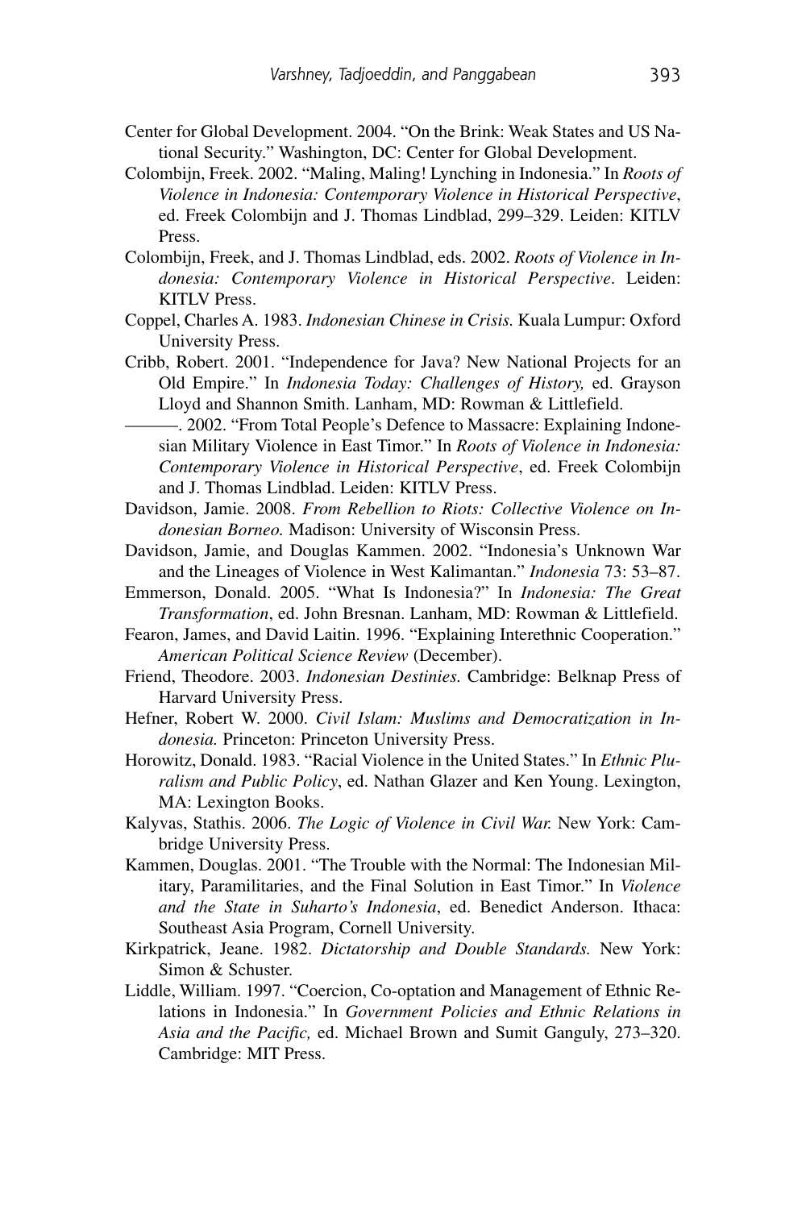Center for Global Development. 2004. "On the Brink: Weak States and US National Security." Washington, DC: Center for Global Development.

Colombijn, Freek. 2002. "Maling, Maling! Lynching in Indonesia." In *Roots of Violence in Indonesia: Contemporary Violence in Historical Perspective*, ed. Freek Colombijn and J. Thomas Lindblad, 299–329. Leiden: KITLV Press.

Colombijn, Freek, and J. Thomas Lindblad, eds. 2002. *Roots of Violence in Indonesia: Contemporary Violence in Historical Perspective*. Leiden: KITLV Press.

Coppel, Charles A. 1983. *Indonesian Chinese in Crisis.* Kuala Lumpur: Oxford University Press.

Cribb, Robert. 2001. "Independence for Java? New National Projects for an Old Empire." In *Indonesia Today: Challenges of History,* ed. Grayson Lloyd and Shannon Smith. Lanham, MD: Rowman & Littlefield.

———. 2002. "From Total People's Defence to Massacre: Explaining Indonesian Military Violence in East Timor." In *Roots of Violence in Indonesia: Contemporary Violence in Historical Perspective*, ed. Freek Colombijn and J. Thomas Lindblad. Leiden: KITLV Press.

Davidson, Jamie. 2008. *From Rebellion to Riots: Collective Violence on Indonesian Borneo.* Madison: University of Wisconsin Press.

Davidson, Jamie, and Douglas Kammen. 2002. "Indonesia's Unknown War and the Lineages of Violence in West Kalimantan." *Indonesia* 73: 53–87.

Emmerson, Donald. 2005. "What Is Indonesia?" In *Indonesia: The Great Transformation*, ed. John Bresnan. Lanham, MD: Rowman & Littlefield.

Fearon, James, and David Laitin. 1996. "Explaining Interethnic Cooperation." *American Political Science Review* (December).

Friend, Theodore. 2003. *Indonesian Destinies.* Cambridge: Belknap Press of Harvard University Press.

Hefner, Robert W. 2000. *Civil Islam: Muslims and Democratization in Indonesia.* Princeton: Princeton University Press.

Horowitz, Donald. 1983. "Racial Violence in the United States." In *Ethnic Pluralism and Public Policy*, ed. Nathan Glazer and Ken Young. Lexington, MA: Lexington Books.

Kalyvas, Stathis. 2006. *The Logic of Violence in Civil War.* New York: Cambridge University Press.

Kammen, Douglas. 2001. "The Trouble with the Normal: The Indonesian Military, Paramilitaries, and the Final Solution in East Timor." In *Violence and the State in Suharto's Indonesia*, ed. Benedict Anderson. Ithaca: Southeast Asia Program, Cornell University.

Kirkpatrick, Jeane. 1982. *Dictatorship and Double Standards.* New York: Simon & Schuster.

Liddle, William. 1997. "Coercion, Co-optation and Management of Ethnic Relations in Indonesia." In *Government Policies and Ethnic Relations in Asia and the Pacific,* ed. Michael Brown and Sumit Ganguly, 273–320. Cambridge: MIT Press.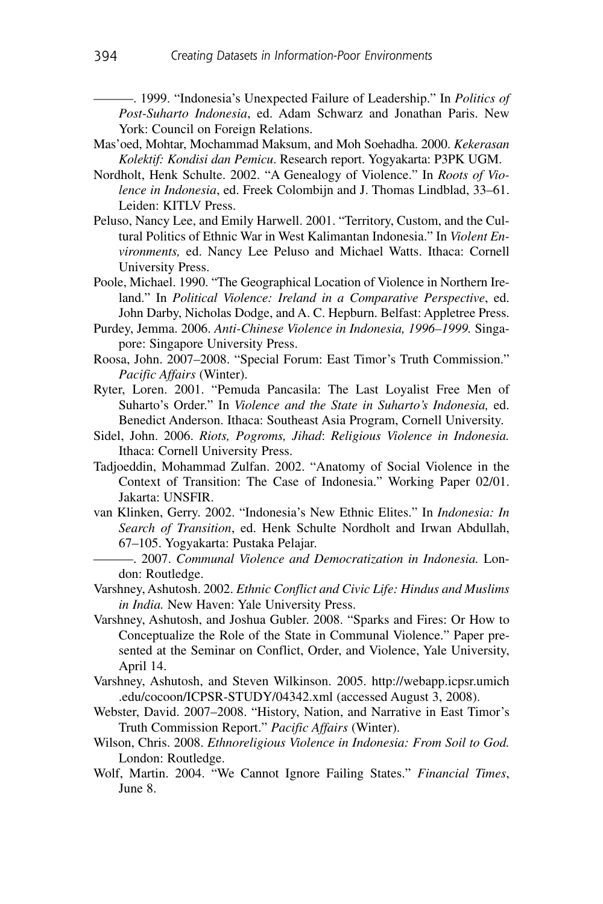———. 1999. "Indonesia's Unexpected Failure of Leadership." In *Politics of Post-Suharto Indonesia*, ed. Adam Schwarz and Jonathan Paris. New York: Council on Foreign Relations.

Mas'oed, Mohtar, Mochammad Maksum, and Moh Soehadha. 2000. *Kekerasan Kolektif: Kondisi dan Pemicu*. Research report. Yogyakarta: P3PK UGM.

Nordholt, Henk Schulte. 2002. "A Genealogy of Violence." In *Roots of Violence in Indonesia*, ed. Freek Colombijn and J. Thomas Lindblad, 33–61. Leiden: KITLV Press.

Peluso, Nancy Lee, and Emily Harwell. 2001. "Territory, Custom, and the Cultural Politics of Ethnic War in West Kalimantan Indonesia." In *Violent Environments,* ed. Nancy Lee Peluso and Michael Watts. Ithaca: Cornell University Press.

Poole, Michael. 1990. "The Geographical Location of Violence in Northern Ireland." In *Political Violence: Ireland in a Comparative Perspective*, ed. John Darby, Nicholas Dodge, and A. C. Hepburn. Belfast: Appletree Press.

Purdey, Jemma. 2006. *Anti-Chinese Violence in Indonesia, 1996–1999.* Singapore: Singapore University Press.

Roosa, John. 2007–2008. "Special Forum: East Timor's Truth Commission." *Pacific Affairs* (Winter).

Ryter, Loren. 2001. "Pemuda Pancasila: The Last Loyalist Free Men of Suharto's Order." In *Violence and the State in Suharto's Indonesia,* ed. Benedict Anderson. Ithaca: Southeast Asia Program, Cornell University.

Sidel, John. 2006. *Riots, Pogroms, Jihad*: *Religious Violence in Indonesia.* Ithaca: Cornell University Press.

Tadjoeddin, Mohammad Zulfan. 2002. "Anatomy of Social Violence in the Context of Transition: The Case of Indonesia." Working Paper 02/01. Jakarta: UNSFIR.

van Klinken, Gerry. 2002. "Indonesia's New Ethnic Elites." In *Indonesia: In Search of Transition*, ed. Henk Schulte Nordholt and Irwan Abdullah, 67–105. Yogyakarta: Pustaka Pelajar.

———. 2007. *Communal Violence and Democratization in Indonesia.* London: Routledge.

Varshney, Ashutosh. 2002. *Ethnic Conflict and Civic Life: Hindus and Muslims in India.* New Haven: Yale University Press.

Varshney, Ashutosh, and Joshua Gubler. 2008. "Sparks and Fires: Or How to Conceptualize the Role of the State in Communal Violence." Paper presented at the Seminar on Conflict, Order, and Violence, Yale University, April 14.

Varshney, Ashutosh, and Steven Wilkinson. 2005. http://webapp.icpsr.umich.edu/cocoon/ICPSR-STUDY/04342.xml (accessed August 3, 2008).

Webster, David. 2007–2008. "History, Nation, and Narrative in East Timor's Truth Commission Report." *Pacific Affairs* (Winter).

Wilson, Chris. 2008. *Ethnoreligious Violence in Indonesia: From Soil to God.* London: Routledge.

Wolf, Martin. 2004. "We Cannot Ignore Failing States." *Financial Times*, June 8.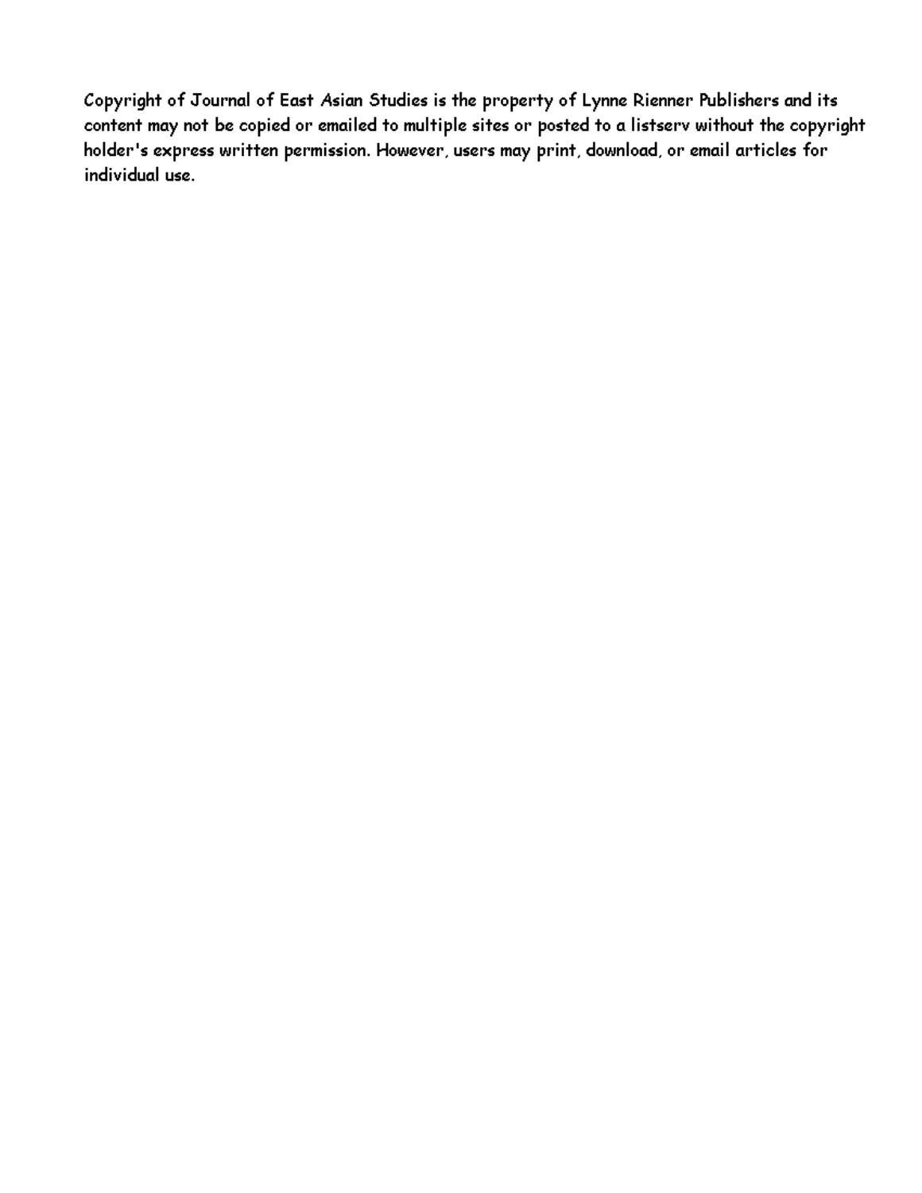Copyright of Journal of East Asian Studies is the property of Lynne Rienner Publishers and its content may not be copied or emailed to multiple sites or posted to a listserv without the copyright holder's express written permission. However, users may print, download, or email articles for individual use.